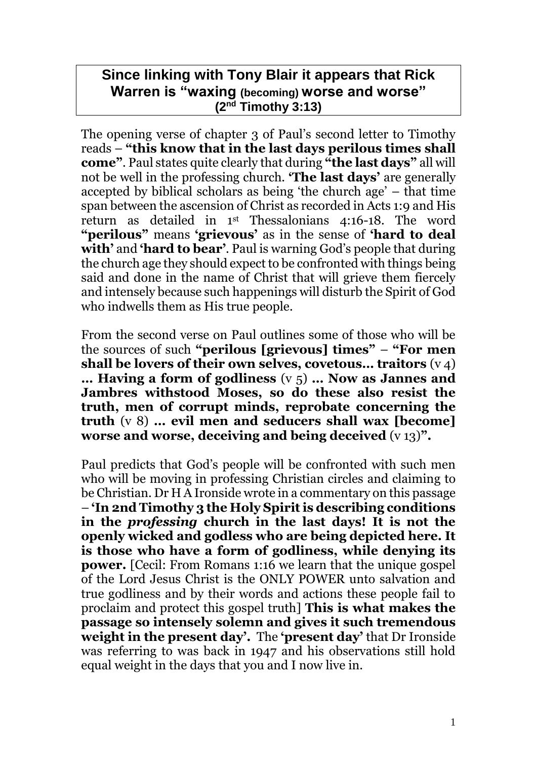## Since linking with Tony Blair it appears that Rick Warren is "waxing (becoming) worse and worse" (2nd Timothy 3:13)

The opening verse of chapter 3 of Paul's second letter to Timothy reads – **"this know that in the last days perilous times shall come"**. Paul states quite clearly that during **"the last days"** all will not be well in the professing church. **'The last days'** are generally accepted by biblical scholars as being 'the church age' – that time span between the ascension of Christ as recorded in Acts 1:9 and His return as detailed in 1st Thessalonians 4:16-18. The word **"perilous"** means **'grievous'** as in the sense of **'hard to deal with'** and **'hard to bear'**. Paul is warning God's people that during the church age they should expect to be confronted with things being said and done in the name of Christ that will grieve them fiercely and intensely because such happenings will disturb the Spirit of God who indwells them as His true people.

From the second verse on Paul outlines some of those who will be the sources of such **"perilous [grievous] times"** – **"For men shall be lovers of their own selves, covetous… traitors** (v 4) **… Having a form of godliness** (v 5) **… Now as Jannes and Jambres withstood Moses, so do these also resist the truth, men of corrupt minds, reprobate concerning the truth** (v 8) **… evil men and seducers shall wax [become] worse and worse, deceiving and being deceived** (v 13)**".**

Paul predicts that God's people will be confronted with such men who will be moving in professing Christian circles and claiming to be Christian. Dr H A Ironside wrote in a commentary on this passage – **'In 2nd Timothy 3 the Holy Spirit is describing conditions in the *professing* church in the last days! It is not the openly wicked and godless who are being depicted here. It is those who have a form of godliness, while denying its power.** [Cecil: From Romans 1:16 we learn that the unique gospel of the Lord Jesus Christ is the ONLY POWER unto salvation and true godliness and by their words and actions these people fail to proclaim and protect this gospel truth] **This is what makes the passage so intensely solemn and gives it such tremendous weight in the present day'.** The **'present day'** that Dr Ironside was referring to was back in 1947 and his observations still hold equal weight in the days that you and I now live in.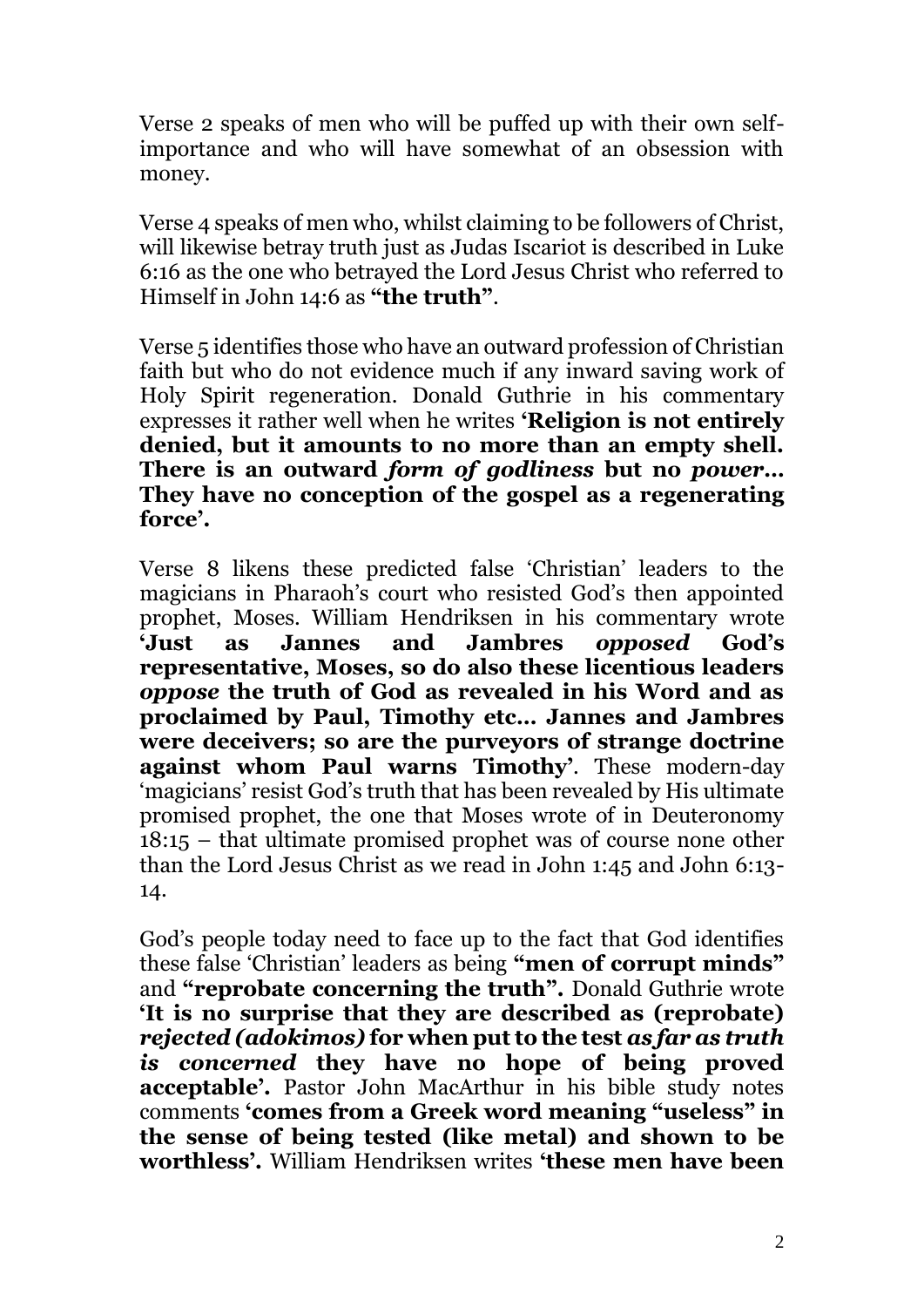Verse 2 speaks of men who will be puffed up with their own self-importance and who will have somewhat of an obsession with money.

Verse 4 speaks of men who, whilst claiming to be followers of Christ, will likewise betray truth just as Judas Iscariot is described in Luke 6:16 as the one who betrayed the Lord Jesus Christ who referred to Himself in John 14:6 as **"the truth"**.

Verse 5 identifies those who have an outward profession of Christian faith but who do not evidence much if any inward saving work of Holy Spirit regeneration. Donald Guthrie in his commentary expresses it rather well when he writes **'Religion is not entirely denied, but it amounts to no more than an empty shell. There is an outward *form of godliness* but no *power*… They have no conception of the gospel as a regenerating force'.**

Verse 8 likens these predicted false 'Christian' leaders to the magicians in Pharaoh's court who resisted God's then appointed prophet, Moses. William Hendriksen in his commentary wrote **'Just as Jannes and Jambres *opposed* God's representative, Moses, so do also these licentious leaders *oppose* the truth of God as revealed in his Word and as proclaimed by Paul, Timothy etc… Jannes and Jambres were deceivers; so are the purveyors of strange doctrine against whom Paul warns Timothy'**. These modern-day 'magicians' resist God's truth that has been revealed by His ultimate promised prophet, the one that Moses wrote of in Deuteronomy 18:15 – that ultimate promised prophet was of course none other than the Lord Jesus Christ as we read in John 1:45 and John 6:13-14.

God's people today need to face up to the fact that God identifies these false 'Christian' leaders as being **"men of corrupt minds"** and **"reprobate concerning the truth".** Donald Guthrie wrote **'It is no surprise that they are described as (reprobate) *rejected (adokimos)* for when put to the test *as far as truth is concerned* they have no hope of being proved acceptable'.** Pastor John MacArthur in his bible study notes comments **'comes from a Greek word meaning "useless" in the sense of being tested (like metal) and shown to be worthless'.** William Hendriksen writes **'these men have been**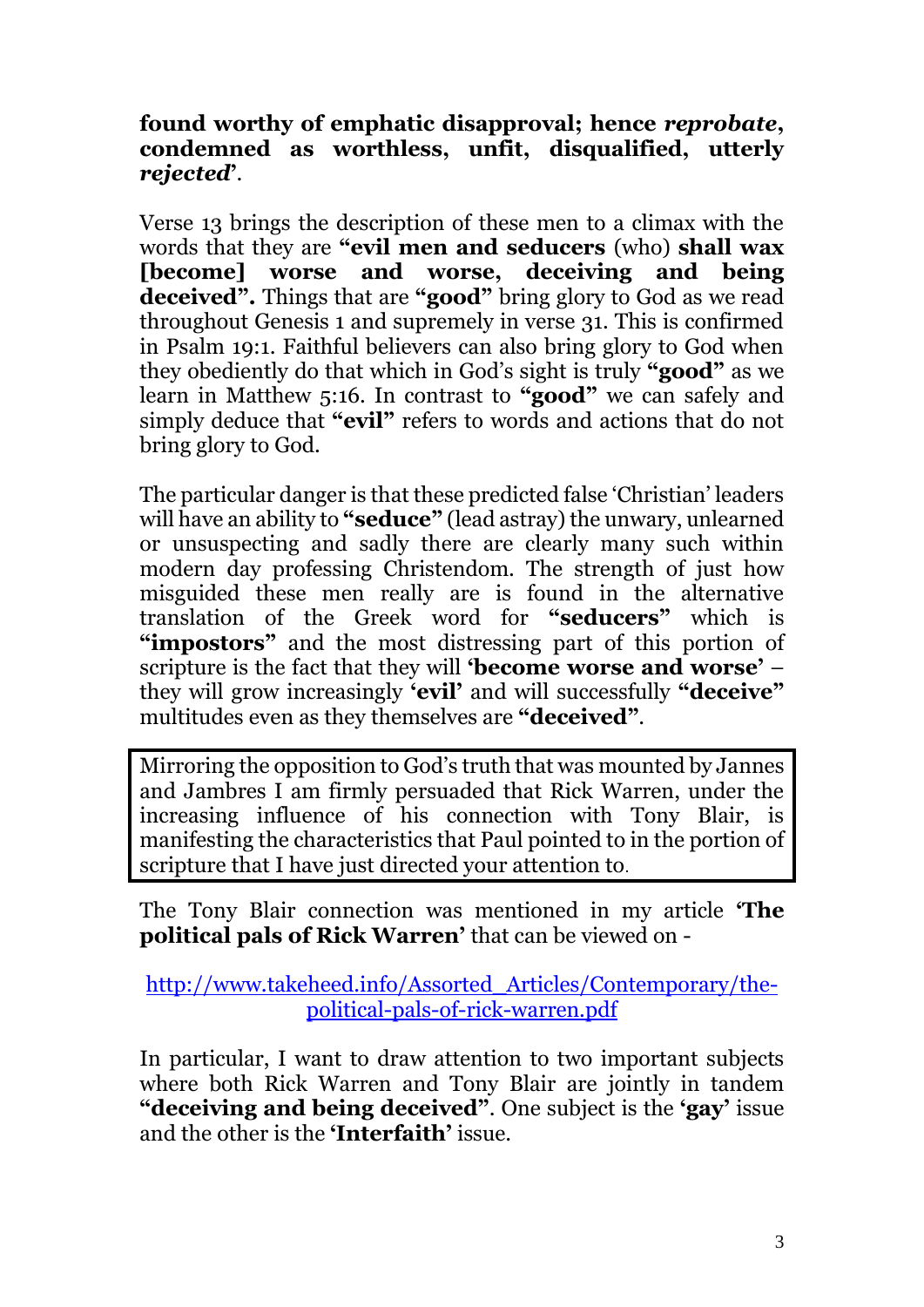**found worthy of emphatic disapproval; hence *reprobate*, condemned as worthless, unfit, disqualified, utterly *rejected*'**.

Verse 13 brings the description of these men to a climax with the words that they are **"evil men and seducers** (who) **shall wax [become] worse and worse, deceiving and being deceived".** Things that are **"good"** bring glory to God as we read throughout Genesis 1 and supremely in verse 31. This is confirmed in Psalm 19:1. Faithful believers can also bring glory to God when they obediently do that which in God's sight is truly **"good"** as we learn in Matthew 5:16. In contrast to **"good"** we can safely and simply deduce that **"evil"** refers to words and actions that do not bring glory to God.

The particular danger is that these predicted false 'Christian' leaders will have an ability to **"seduce"** (lead astray) the unwary, unlearned or unsuspecting and sadly there are clearly many such within modern day professing Christendom. The strength of just how misguided these men really are is found in the alternative translation of the Greek word for **"seducers"** which is **"impostors"** and the most distressing part of this portion of scripture is the fact that they will **'become worse and worse'** – they will grow increasingly **'evil'** and will successfully **"deceive"** multitudes even as they themselves are **"deceived"**.

> Mirroring the opposition to God's truth that was mounted by Jannes and Jambres I am firmly persuaded that Rick Warren, under the increasing influence of his connection with Tony Blair, is manifesting the characteristics that Paul pointed to in the portion of scripture that I have just directed your attention to.

The Tony Blair connection was mentioned in my article **'The political pals of Rick Warren'** that can be viewed on -

http://www.takeheed.info/Assorted_Articles/Contemporary/the-political-pals-of-rick-warren.pdf

In particular, I want to draw attention to two important subjects where both Rick Warren and Tony Blair are jointly in tandem **"deceiving and being deceived"**. One subject is the **'gay'** issue and the other is the **'Interfaith'** issue.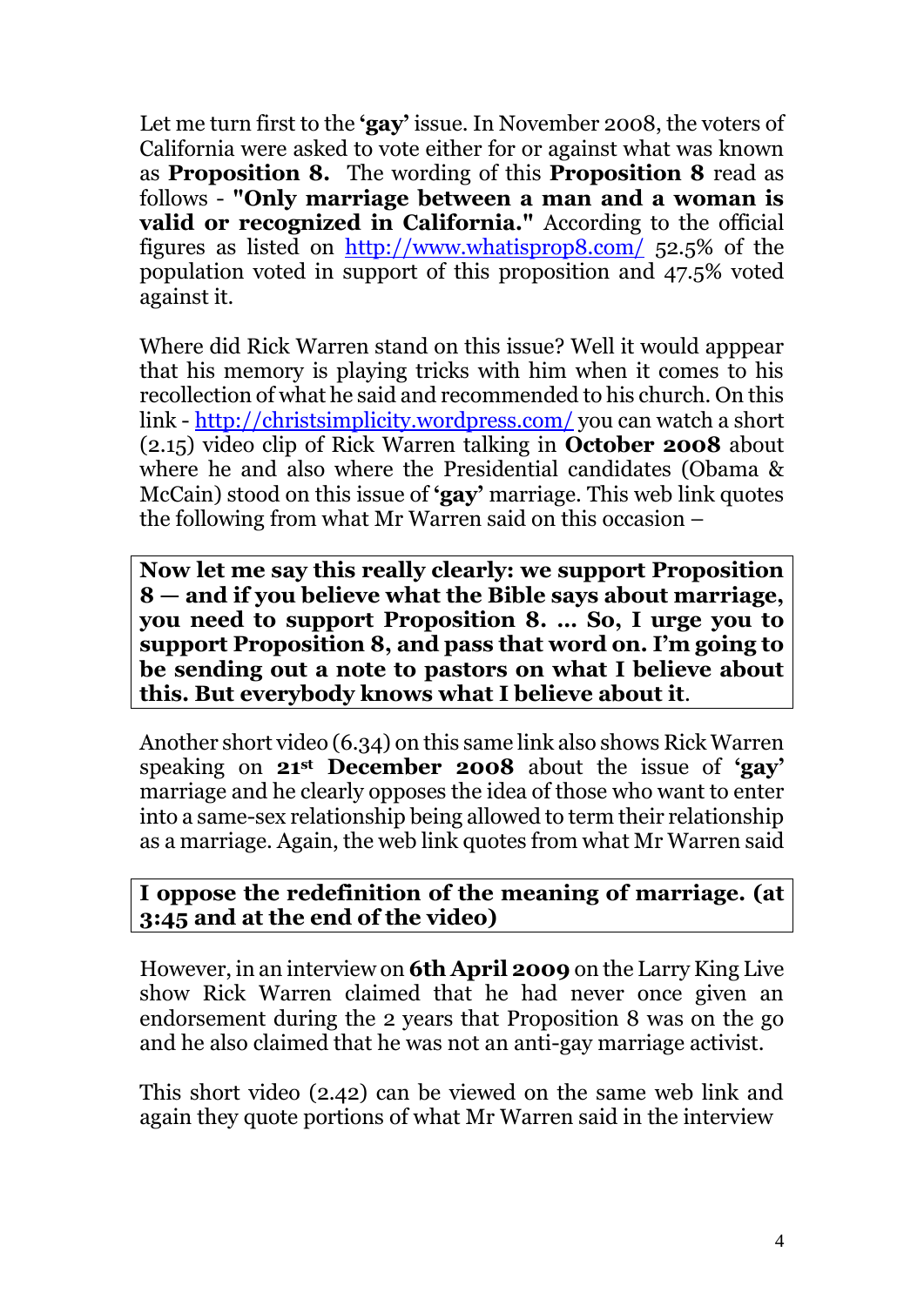Let me turn first to the **'gay'** issue. In November 2008, the voters of California were asked to vote either for or against what was known as **Proposition 8.** The wording of this **Proposition 8** read as follows - **"Only marriage between a man and a woman is valid or recognized in California."** According to the official figures as listed on http://www.whatisprop8.com/ 52.5% of the population voted in support of this proposition and 47.5% voted against it.

Where did Rick Warren stand on this issue? Well it would apppear that his memory is playing tricks with him when it comes to his recollection of what he said and recommended to his church. On this link - http://christsimplicity.wordpress.com/ you can watch a short (2.15) video clip of Rick Warren talking in **October 2008** about where he and also where the Presidential candidates (Obama & McCain) stood on this issue of **'gay'** marriage. This web link quotes the following from what Mr Warren said on this occasion –

> **Now let me say this really clearly: we support Proposition 8 — and if you believe what the Bible says about marriage, you need to support Proposition 8. … So, I urge you to support Proposition 8, and pass that word on. I'm going to be sending out a note to pastors on what I believe about this. But everybody knows what I believe about it**.

Another short video (6.34) on this same link also shows Rick Warren speaking on **21st December 2008** about the issue of **'gay'** marriage and he clearly opposes the idea of those who want to enter into a same-sex relationship being allowed to term their relationship as a marriage. Again, the web link quotes from what Mr Warren said

> **I oppose the redefinition of the meaning of marriage. (at 3:45 and at the end of the video)**

However, in an interview on **6th April 2009** on the Larry King Live show Rick Warren claimed that he had never once given an endorsement during the 2 years that Proposition 8 was on the go and he also claimed that he was not an anti-gay marriage activist.

This short video (2.42) can be viewed on the same web link and again they quote portions of what Mr Warren said in the interview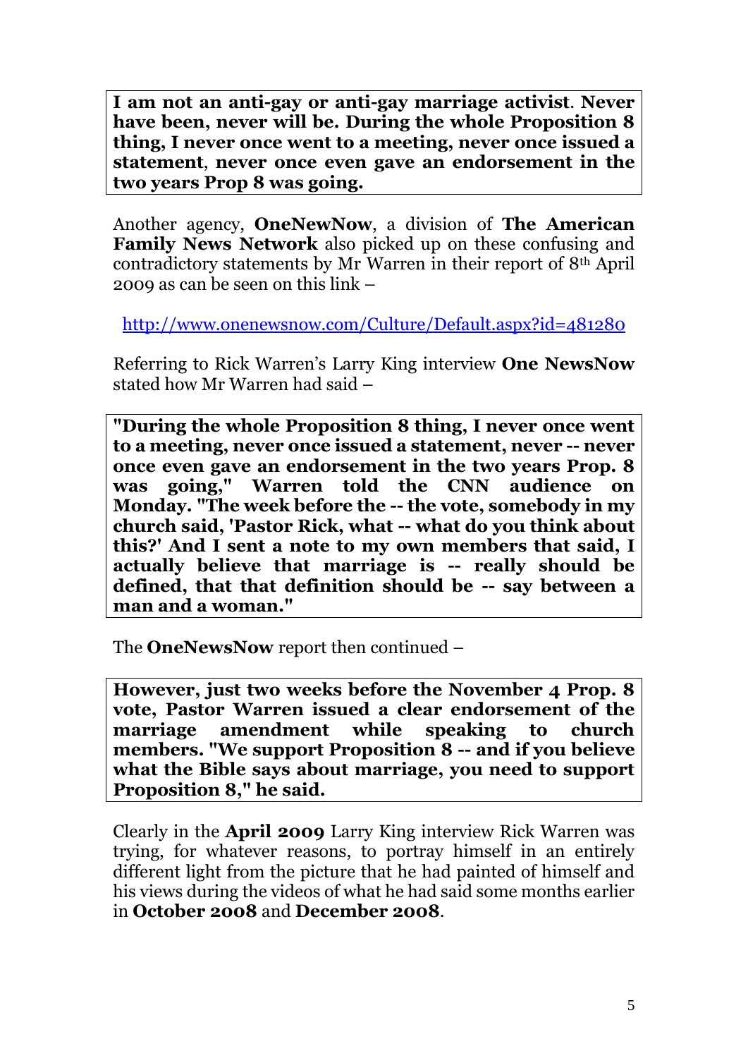**I am not an anti-gay or anti-gay marriage activist. Never have been, never will be. During the whole Proposition 8 thing, I never once went to a meeting, never once issued a statement, never once even gave an endorsement in the two years Prop 8 was going.**

Another agency, **OneNewNow**, a division of **The American Family News Network** also picked up on these confusing and contradictory statements by Mr Warren in their report of 8th April 2009 as can be seen on this link –

http://www.onenewsnow.com/Culture/Default.aspx?id=481280

Referring to Rick Warren's Larry King interview **One NewsNow** stated how Mr Warren had said –

**"During the whole Proposition 8 thing, I never once went to a meeting, never once issued a statement, never -- never once even gave an endorsement in the two years Prop. 8 was going," Warren told the CNN audience on Monday. "The week before the -- the vote, somebody in my church said, 'Pastor Rick, what -- what do you think about this?' And I sent a note to my own members that said, I actually believe that marriage is -- really should be defined, that that definition should be -- say between a man and a woman."**

The **OneNewsNow** report then continued –

**However, just two weeks before the November 4 Prop. 8 vote, Pastor Warren issued a clear endorsement of the marriage amendment while speaking to church members. "We support Proposition 8 -- and if you believe what the Bible says about marriage, you need to support Proposition 8," he said.**

Clearly in the **April 2009** Larry King interview Rick Warren was trying, for whatever reasons, to portray himself in an entirely different light from the picture that he had painted of himself and his views during the videos of what he had said some months earlier in **October 2008** and **December 2008**.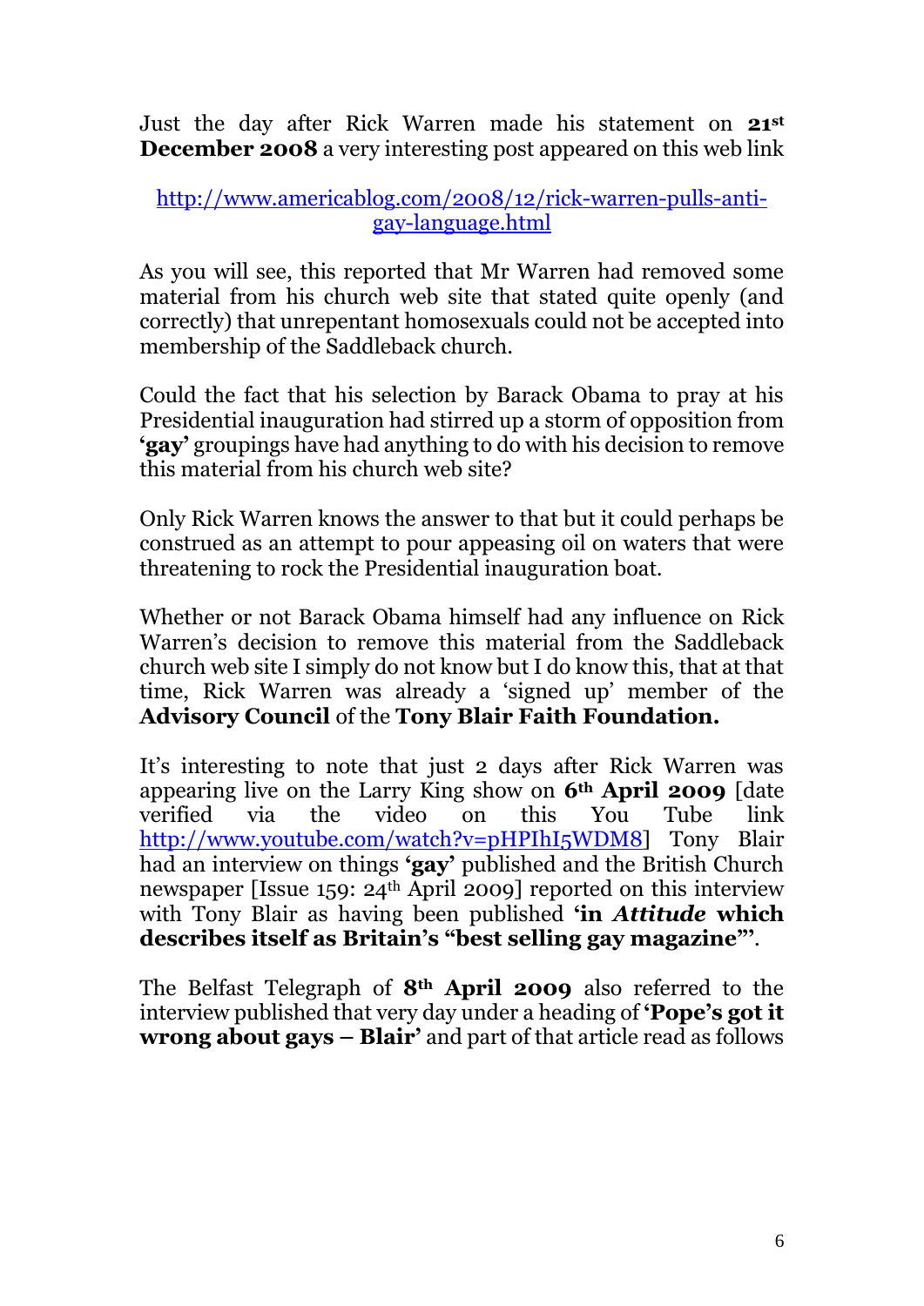Just the day after Rick Warren made his statement on **21st December 2008** a very interesting post appeared on this web link

http://www.americablog.com/2008/12/rick-warren-pulls-anti-gay-language.html

As you will see, this reported that Mr Warren had removed some material from his church web site that stated quite openly (and correctly) that unrepentant homosexuals could not be accepted into membership of the Saddleback church.

Could the fact that his selection by Barack Obama to pray at his Presidential inauguration had stirred up a storm of opposition from **'gay'** groupings have had anything to do with his decision to remove this material from his church web site?

Only Rick Warren knows the answer to that but it could perhaps be construed as an attempt to pour appeasing oil on waters that were threatening to rock the Presidential inauguration boat.

Whether or not Barack Obama himself had any influence on Rick Warren's decision to remove this material from the Saddleback church web site I simply do not know but I do know this, that at that time, Rick Warren was already a 'signed up' member of the **Advisory Council** of the **Tony Blair Faith Foundation.**

It's interesting to note that just 2 days after Rick Warren was appearing live on the Larry King show on **6th April 2009** [date verified via the video on this You Tube link http://www.youtube.com/watch?v=pHPIhI5WDM8] Tony Blair had an interview on things **'gay'** published and the British Church newspaper [Issue 159: 24th April 2009] reported on this interview with Tony Blair as having been published **'in *Attitude* which describes itself as Britain's "best selling gay magazine"'**.

The Belfast Telegraph of **8th April 2009** also referred to the interview published that very day under a heading of **'Pope's got it wrong about gays – Blair'** and part of that article read as follows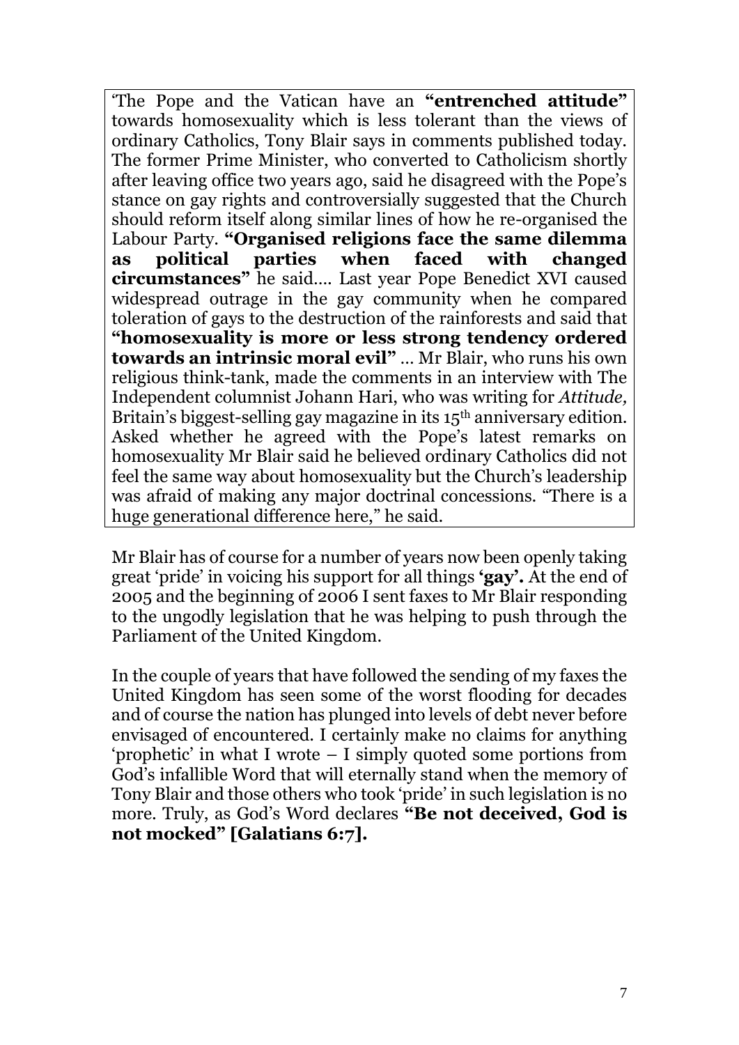'The Pope and the Vatican have an **"entrenched attitude"** towards homosexuality which is less tolerant than the views of ordinary Catholics, Tony Blair says in comments published today. The former Prime Minister, who converted to Catholicism shortly after leaving office two years ago, said he disagreed with the Pope's stance on gay rights and controversially suggested that the Church should reform itself along similar lines of how he re-organised the Labour Party. **"Organised religions face the same dilemma as political parties when faced with changed circumstances"** he said…. Last year Pope Benedict XVI caused widespread outrage in the gay community when he compared toleration of gays to the destruction of the rainforests and said that **"homosexuality is more or less strong tendency ordered towards an intrinsic moral evil"** … Mr Blair, who runs his own religious think-tank, made the comments in an interview with The Independent columnist Johann Hari, who was writing for *Attitude,* Britain's biggest-selling gay magazine in its 15th anniversary edition. Asked whether he agreed with the Pope's latest remarks on homosexuality Mr Blair said he believed ordinary Catholics did not feel the same way about homosexuality but the Church's leadership was afraid of making any major doctrinal concessions. "There is a huge generational difference here," he said.

Mr Blair has of course for a number of years now been openly taking great 'pride' in voicing his support for all things **'gay'.** At the end of 2005 and the beginning of 2006 I sent faxes to Mr Blair responding to the ungodly legislation that he was helping to push through the Parliament of the United Kingdom.

In the couple of years that have followed the sending of my faxes the United Kingdom has seen some of the worst flooding for decades and of course the nation has plunged into levels of debt never before envisaged of encountered. I certainly make no claims for anything 'prophetic' in what I wrote – I simply quoted some portions from God's infallible Word that will eternally stand when the memory of Tony Blair and those others who took 'pride' in such legislation is no more. Truly, as God's Word declares **"Be not deceived, God is not mocked" [Galatians 6:7].**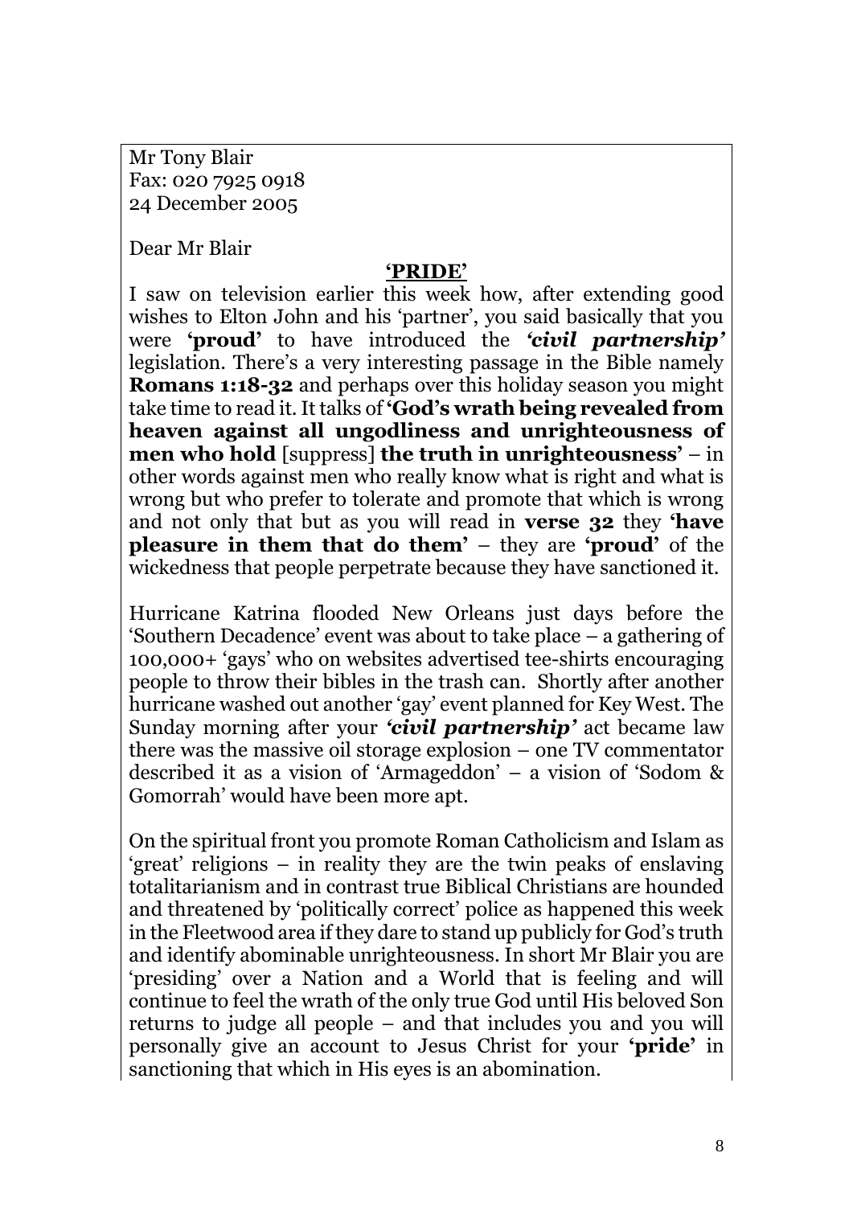Mr Tony Blair
Fax: 020 7925 0918
24 December 2005

Dear Mr Blair

**'PRIDE'**

I saw on television earlier this week how, after extending good wishes to Elton John and his 'partner', you said basically that you were **'proud'** to have introduced the ***'civil partnership'*** legislation. There's a very interesting passage in the Bible namely **Romans 1:18-32** and perhaps over this holiday season you might take time to read it. It talks of **'God's wrath being revealed from heaven against all ungodliness and unrighteousness of men who hold** [suppress] **the truth in unrighteousness'** – in other words against men who really know what is right and what is wrong but who prefer to tolerate and promote that which is wrong and not only that but as you will read in **verse 32** they **'have pleasure in them that do them'** – they are **'proud'** of the wickedness that people perpetrate because they have sanctioned it.

Hurricane Katrina flooded New Orleans just days before the 'Southern Decadence' event was about to take place – a gathering of 100,000+ 'gays' who on websites advertised tee-shirts encouraging people to throw their bibles in the trash can. Shortly after another hurricane washed out another 'gay' event planned for Key West. The Sunday morning after your ***'civil partnership'*** act became law there was the massive oil storage explosion – one TV commentator described it as a vision of 'Armageddon' – a vision of 'Sodom & Gomorrah' would have been more apt.

On the spiritual front you promote Roman Catholicism and Islam as 'great' religions – in reality they are the twin peaks of enslaving totalitarianism and in contrast true Biblical Christians are hounded and threatened by 'politically correct' police as happened this week in the Fleetwood area if they dare to stand up publicly for God's truth and identify abominable unrighteousness. In short Mr Blair you are 'presiding' over a Nation and a World that is feeling and will continue to feel the wrath of the only true God until His beloved Son returns to judge all people – and that includes you and you will personally give an account to Jesus Christ for your **'pride'** in sanctioning that which in His eyes is an abomination.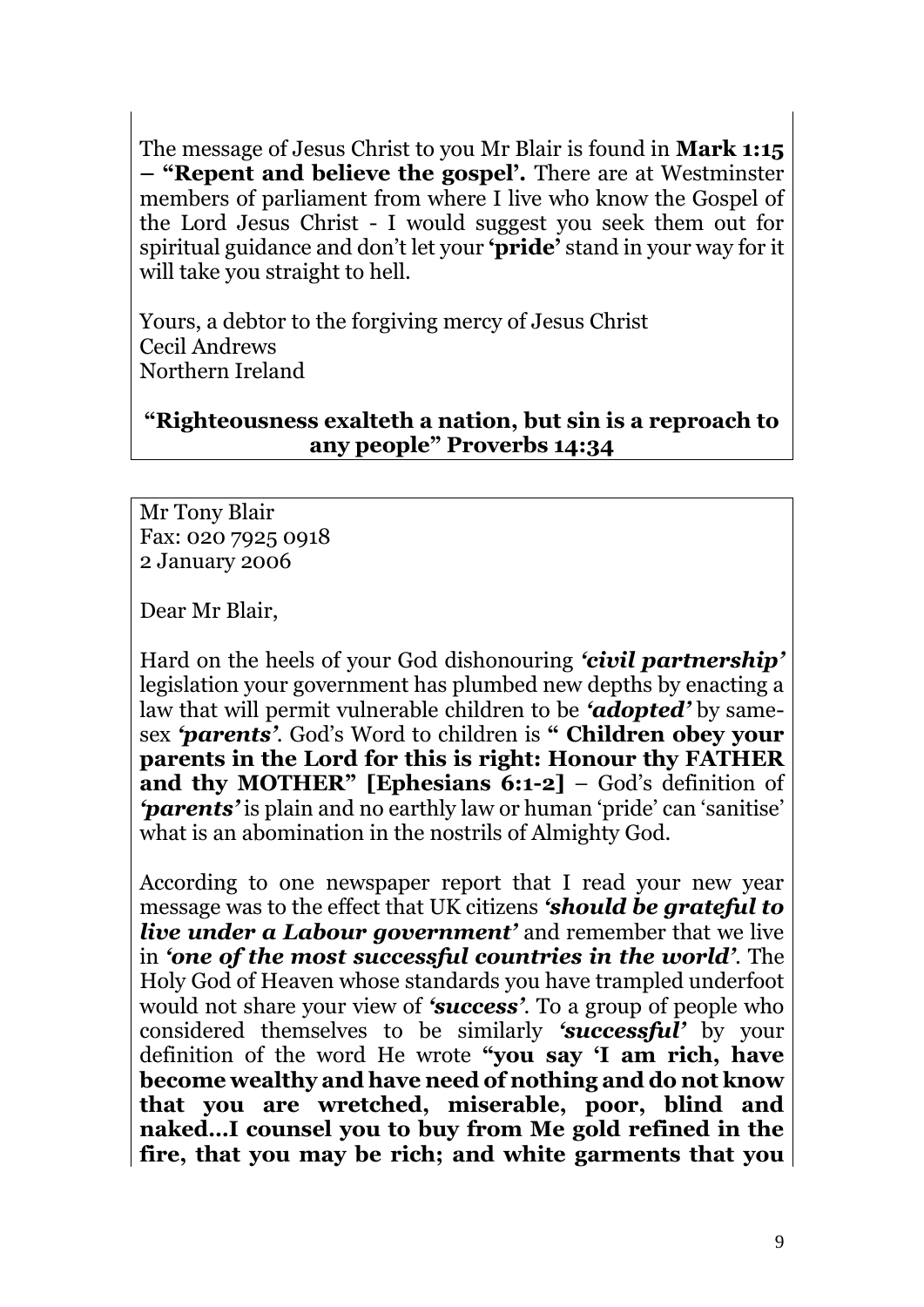The message of Jesus Christ to you Mr Blair is found in **Mark 1:15 – "Repent and believe the gospel'.** There are at Westminster members of parliament from where I live who know the Gospel of the Lord Jesus Christ - I would suggest you seek them out for spiritual guidance and don't let your **'pride'** stand in your way for it will take you straight to hell.

Yours, a debtor to the forgiving mercy of Jesus Christ
Cecil Andrews
Northern Ireland

**"Righteousness exalteth a nation, but sin is a reproach to any people" Proverbs 14:34**

---

Mr Tony Blair
Fax: 020 7925 0918
2 January 2006

Dear Mr Blair,

Hard on the heels of your God dishonouring ***'civil partnership'*** legislation your government has plumbed new depths by enacting a law that will permit vulnerable children to be ***'adopted'*** by same-sex ***'parents'***. God's Word to children is **" Children obey your parents in the Lord for this is right: Honour thy FATHER and thy MOTHER" [Ephesians 6:1-2]** – God's definition of ***'parents'*** is plain and no earthly law or human 'pride' can 'sanitise' what is an abomination in the nostrils of Almighty God.

According to one newspaper report that I read your new year message was to the effect that UK citizens ***'should be grateful to live under a Labour government'*** and remember that we live in ***'one of the most successful countries in the world'***. The Holy God of Heaven whose standards you have trampled underfoot would not share your view of ***'success'***. To a group of people who considered themselves to be similarly ***'successful'*** by your definition of the word He wrote **"you say 'I am rich, have become wealthy and have need of nothing and do not know that you are wretched, miserable, poor, blind and naked…I counsel you to buy from Me gold refined in the fire, that you may be rich; and white garments that you**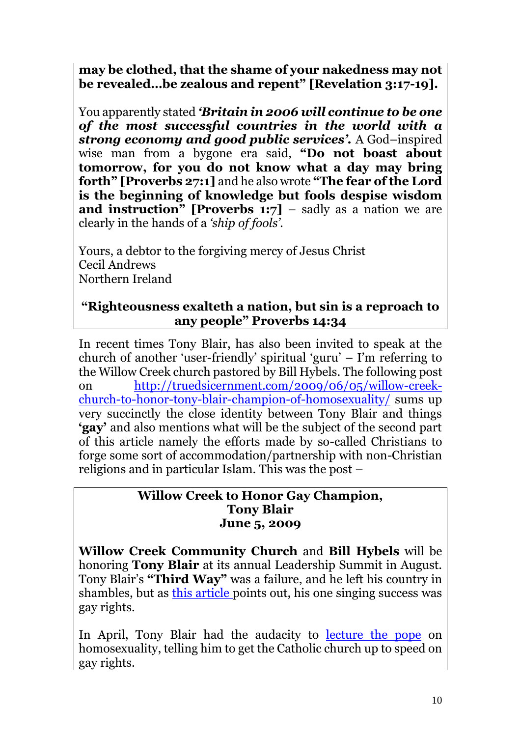**may be clothed, that the shame of your nakedness may not be revealed…be zealous and repent" [Revelation 3:17-19].**

You apparently stated ***'Britain in 2006 will continue to be one of the most successful countries in the world with a strong economy and good public services'.*** A God–inspired wise man from a bygone era said, **"Do not boast about tomorrow, for you do not know what a day may bring forth" [Proverbs 27:1]** and he also wrote **"The fear of the Lord is the beginning of knowledge but fools despise wisdom and instruction" [Proverbs 1:7]** – sadly as a nation we are clearly in the hands of a *'ship of fools'.*

Yours, a debtor to the forgiving mercy of Jesus Christ
Cecil Andrews
Northern Ireland

**"Righteousness exalteth a nation, but sin is a reproach to any people" Proverbs 14:34**

In recent times Tony Blair, has also been invited to speak at the church of another 'user-friendly' spiritual 'guru' – I'm referring to the Willow Creek church pastored by Bill Hybels. The following post on http://truedsicernment.com/2009/06/05/willow-creek-church-to-honor-tony-blair-champion-of-homosexuality/ sums up very succinctly the close identity between Tony Blair and things **'gay'** and also mentions what will be the subject of the second part of this article namely the efforts made by so-called Christians to forge some sort of accommodation/partnership with non-Christian religions and in particular Islam. This was the post –

**Willow Creek to Honor Gay Champion,**
**Tony Blair**
**June 5, 2009**

**Willow Creek Community Church** and **Bill Hybels** will be honoring **Tony Blair** at its annual Leadership Summit in August. Tony Blair's **"Third Way"** was a failure, and he left his country in shambles, but as this article points out, his one singing success was gay rights.

In April, Tony Blair had the audacity to lecture the pope on homosexuality, telling him to get the Catholic church up to speed on gay rights.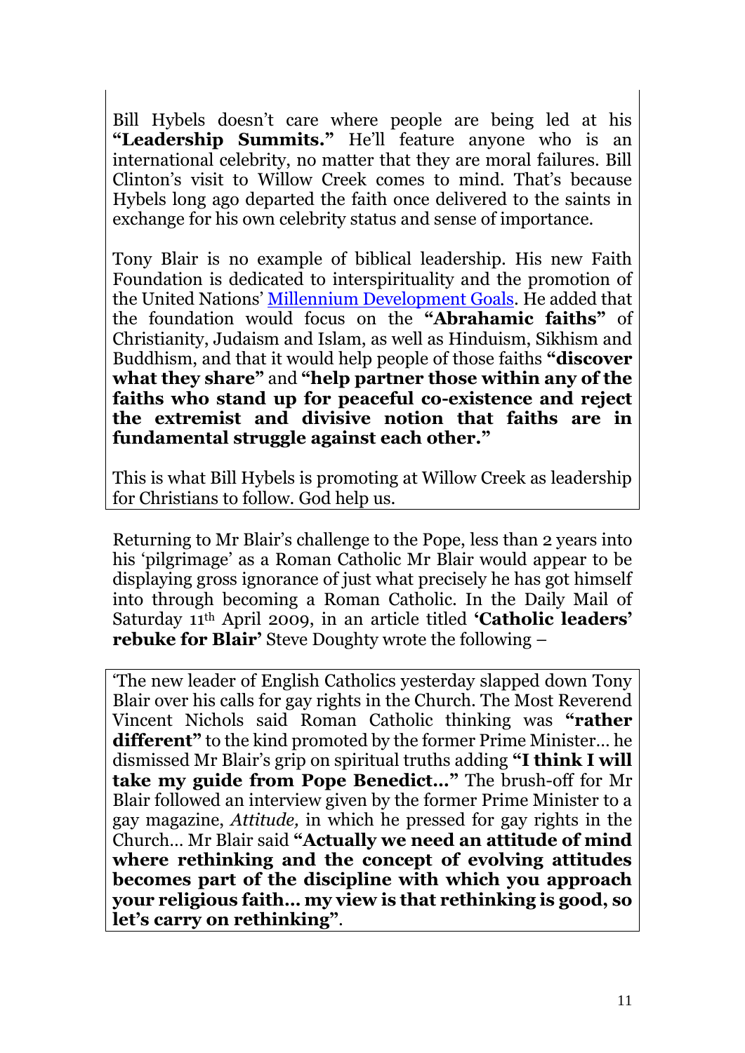Bill Hybels doesn't care where people are being led at his **"Leadership Summits."** He'll feature anyone who is an international celebrity, no matter that they are moral failures. Bill Clinton's visit to Willow Creek comes to mind. That's because Hybels long ago departed the faith once delivered to the saints in exchange for his own celebrity status and sense of importance.

Tony Blair is no example of biblical leadership. His new Faith Foundation is dedicated to interspirituality and the promotion of the United Nations' Millennium Development Goals. He added that the foundation would focus on the **"Abrahamic faiths"** of Christianity, Judaism and Islam, as well as Hinduism, Sikhism and Buddhism, and that it would help people of those faiths **"discover what they share"** and **"help partner those within any of the faiths who stand up for peaceful co-existence and reject the extremist and divisive notion that faiths are in fundamental struggle against each other."**

This is what Bill Hybels is promoting at Willow Creek as leadership for Christians to follow. God help us.

Returning to Mr Blair's challenge to the Pope, less than 2 years into his 'pilgrimage' as a Roman Catholic Mr Blair would appear to be displaying gross ignorance of just what precisely he has got himself into through becoming a Roman Catholic. In the Daily Mail of Saturday 11th April 2009, in an article titled **'Catholic leaders' rebuke for Blair'** Steve Doughty wrote the following –

'The new leader of English Catholics yesterday slapped down Tony Blair over his calls for gay rights in the Church. The Most Reverend Vincent Nichols said Roman Catholic thinking was **"rather different"** to the kind promoted by the former Prime Minister… he dismissed Mr Blair's grip on spiritual truths adding **"I think I will take my guide from Pope Benedict…"** The brush-off for Mr Blair followed an interview given by the former Prime Minister to a gay magazine, *Attitude,* in which he pressed for gay rights in the Church… Mr Blair said **"Actually we need an attitude of mind where rethinking and the concept of evolving attitudes becomes part of the discipline with which you approach your religious faith… my view is that rethinking is good, so let's carry on rethinking"**.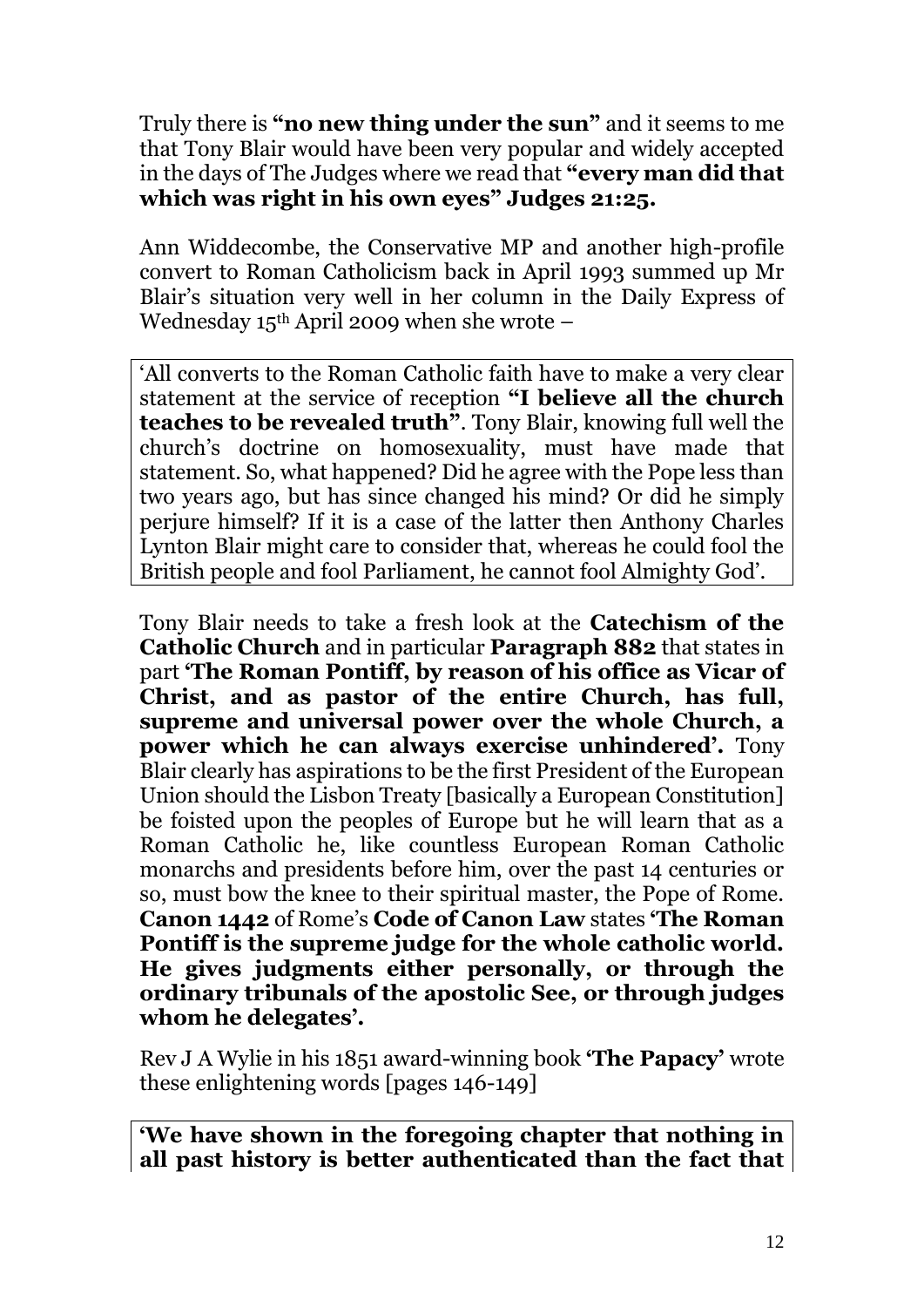Truly there is **"no new thing under the sun"** and it seems to me that Tony Blair would have been very popular and widely accepted in the days of The Judges where we read that **"every man did that which was right in his own eyes" Judges 21:25.**

Ann Widdecombe, the Conservative MP and another high-profile convert to Roman Catholicism back in April 1993 summed up Mr Blair's situation very well in her column in the Daily Express of Wednesday 15th April 2009 when she wrote –

> 'All converts to the Roman Catholic faith have to make a very clear statement at the service of reception **"I believe all the church teaches to be revealed truth"**. Tony Blair, knowing full well the church's doctrine on homosexuality, must have made that statement. So, what happened? Did he agree with the Pope less than two years ago, but has since changed his mind? Or did he simply perjure himself? If it is a case of the latter then Anthony Charles Lynton Blair might care to consider that, whereas he could fool the British people and fool Parliament, he cannot fool Almighty God'.

Tony Blair needs to take a fresh look at the **Catechism of the Catholic Church** and in particular **Paragraph 882** that states in part **'The Roman Pontiff, by reason of his office as Vicar of Christ, and as pastor of the entire Church, has full, supreme and universal power over the whole Church, a power which he can always exercise unhindered'.** Tony Blair clearly has aspirations to be the first President of the European Union should the Lisbon Treaty [basically a European Constitution] be foisted upon the peoples of Europe but he will learn that as a Roman Catholic he, like countless European Roman Catholic monarchs and presidents before him, over the past 14 centuries or so, must bow the knee to their spiritual master, the Pope of Rome. **Canon 1442** of Rome's **Code of Canon Law** states **'The Roman Pontiff is the supreme judge for the whole catholic world. He gives judgments either personally, or through the ordinary tribunals of the apostolic See, or through judges whom he delegates'.**

Rev J A Wylie in his 1851 award-winning book **'The Papacy'** wrote these enlightening words [pages 146-149]

> **'We have shown in the foregoing chapter that nothing in all past history is better authenticated than the fact that**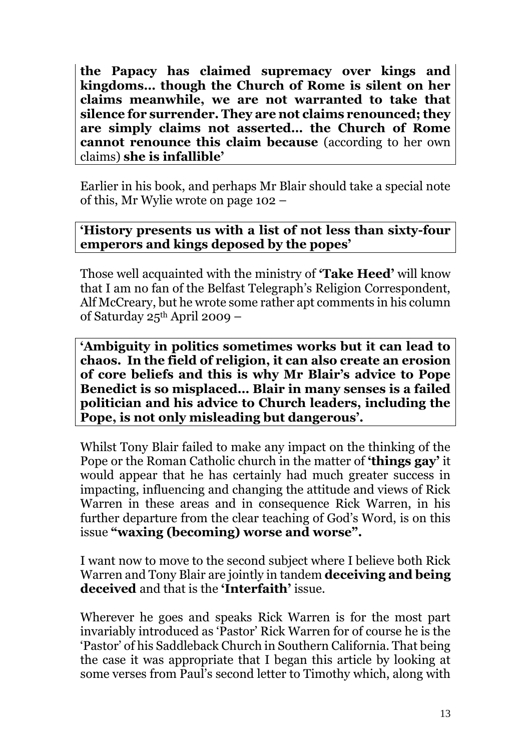**the Papacy has claimed supremacy over kings and kingdoms… though the Church of Rome is silent on her claims meanwhile, we are not warranted to take that silence for surrender. They are not claims renounced; they are simply claims not asserted… the Church of Rome cannot renounce this claim because** (according to her own claims) **she is infallible'**

Earlier in his book, and perhaps Mr Blair should take a special note of this, Mr Wylie wrote on page 102 –

**'History presents us with a list of not less than sixty-four emperors and kings deposed by the popes'**

Those well acquainted with the ministry of **'Take Heed'** will know that I am no fan of the Belfast Telegraph's Religion Correspondent, Alf McCreary, but he wrote some rather apt comments in his column of Saturday 25th April 2009 –

**'Ambiguity in politics sometimes works but it can lead to chaos. In the field of religion, it can also create an erosion of core beliefs and this is why Mr Blair's advice to Pope Benedict is so misplaced… Blair in many senses is a failed politician and his advice to Church leaders, including the Pope, is not only misleading but dangerous'.**

Whilst Tony Blair failed to make any impact on the thinking of the Pope or the Roman Catholic church in the matter of **'things gay'** it would appear that he has certainly had much greater success in impacting, influencing and changing the attitude and views of Rick Warren in these areas and in consequence Rick Warren, in his further departure from the clear teaching of God's Word, is on this issue **"waxing (becoming) worse and worse".**

I want now to move to the second subject where I believe both Rick Warren and Tony Blair are jointly in tandem **deceiving and being deceived** and that is the **'Interfaith'** issue.

Wherever he goes and speaks Rick Warren is for the most part invariably introduced as 'Pastor' Rick Warren for of course he is the 'Pastor' of his Saddleback Church in Southern California. That being the case it was appropriate that I began this article by looking at some verses from Paul's second letter to Timothy which, along with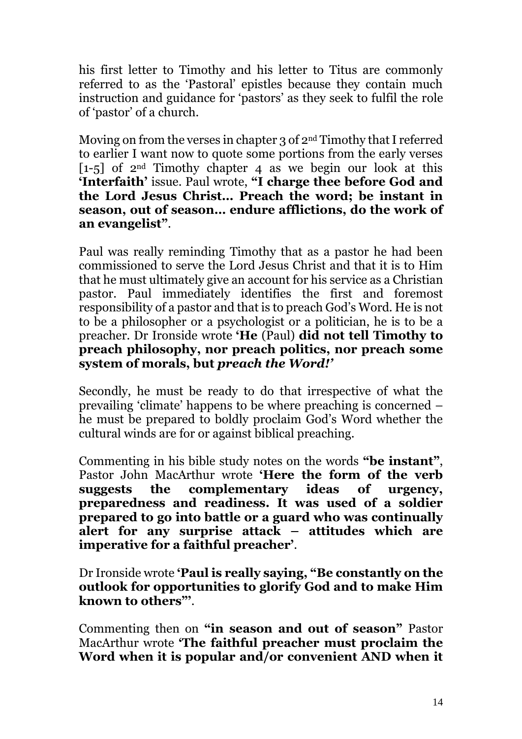his first letter to Timothy and his letter to Titus are commonly referred to as the 'Pastoral' epistles because they contain much instruction and guidance for 'pastors' as they seek to fulfil the role of 'pastor' of a church.

Moving on from the verses in chapter 3 of 2nd Timothy that I referred to earlier I want now to quote some portions from the early verses [1-5] of 2nd Timothy chapter 4 as we begin our look at this **'Interfaith'** issue. Paul wrote, **"I charge thee before God and the Lord Jesus Christ… Preach the word; be instant in season, out of season… endure afflictions, do the work of an evangelist"**.

Paul was really reminding Timothy that as a pastor he had been commissioned to serve the Lord Jesus Christ and that it is to Him that he must ultimately give an account for his service as a Christian pastor. Paul immediately identifies the first and foremost responsibility of a pastor and that is to preach God's Word. He is not to be a philosopher or a psychologist or a politician, he is to be a preacher. Dr Ironside wrote **'He** (Paul) **did not tell Timothy to preach philosophy, nor preach politics, nor preach some system of morals, but *preach the Word!'***

Secondly, he must be ready to do that irrespective of what the prevailing 'climate' happens to be where preaching is concerned – he must be prepared to boldly proclaim God's Word whether the cultural winds are for or against biblical preaching.

Commenting in his bible study notes on the words **"be instant"**, Pastor John MacArthur wrote **'Here the form of the verb suggests the complementary ideas of urgency, preparedness and readiness. It was used of a soldier prepared to go into battle or a guard who was continually alert for any surprise attack – attitudes which are imperative for a faithful preacher'**.

Dr Ironside wrote **'Paul is really saying, "Be constantly on the outlook for opportunities to glorify God and to make Him known to others"'**.

Commenting then on **"in season and out of season"** Pastor MacArthur wrote **'The faithful preacher must proclaim the Word when it is popular and/or convenient AND when it**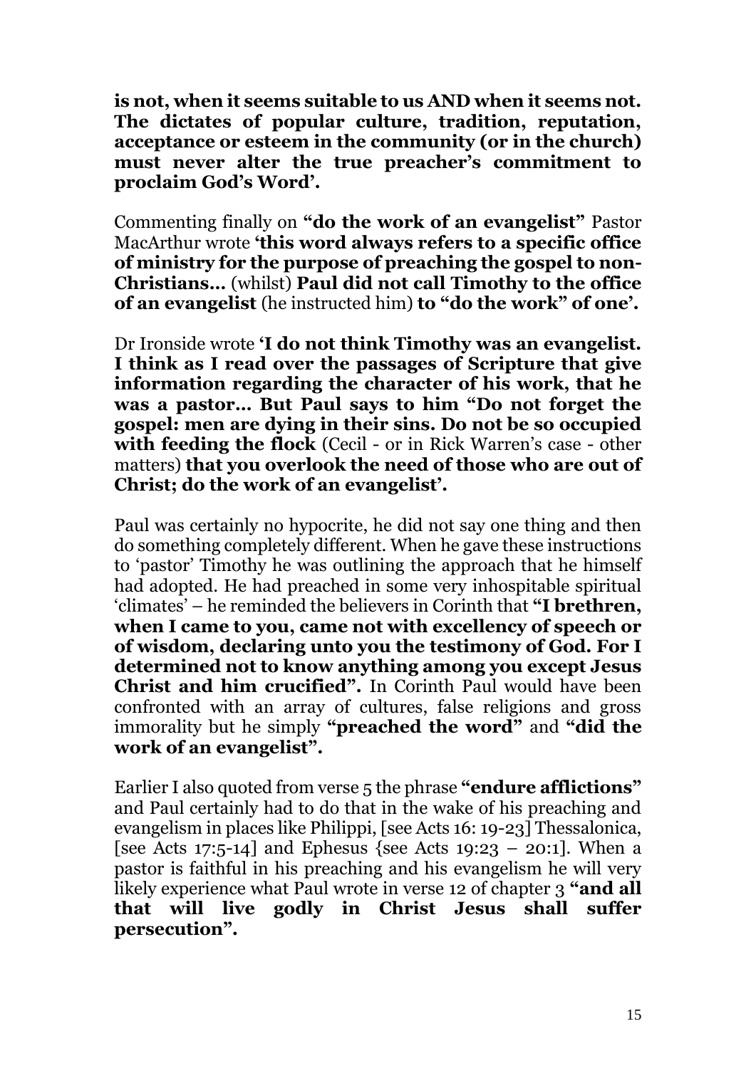**is not, when it seems suitable to us AND when it seems not. The dictates of popular culture, tradition, reputation, acceptance or esteem in the community (or in the church) must never alter the true preacher's commitment to proclaim God's Word'.**

Commenting finally on **"do the work of an evangelist"** Pastor MacArthur wrote **'this word always refers to a specific office of ministry for the purpose of preaching the gospel to non-Christians…** (whilst) **Paul did not call Timothy to the office of an evangelist** (he instructed him) **to "do the work" of one'.**

Dr Ironside wrote **'I do not think Timothy was an evangelist. I think as I read over the passages of Scripture that give information regarding the character of his work, that he was a pastor… But Paul says to him "Do not forget the gospel: men are dying in their sins. Do not be so occupied with feeding the flock** (Cecil - or in Rick Warren's case - other matters) **that you overlook the need of those who are out of Christ; do the work of an evangelist'.**

Paul was certainly no hypocrite, he did not say one thing and then do something completely different. When he gave these instructions to 'pastor' Timothy he was outlining the approach that he himself had adopted. He had preached in some very inhospitable spiritual 'climates' – he reminded the believers in Corinth that **"I brethren, when I came to you, came not with excellency of speech or of wisdom, declaring unto you the testimony of God. For I determined not to know anything among you except Jesus Christ and him crucified".** In Corinth Paul would have been confronted with an array of cultures, false religions and gross immorality but he simply **"preached the word"** and **"did the work of an evangelist".**

Earlier I also quoted from verse 5 the phrase **"endure afflictions"** and Paul certainly had to do that in the wake of his preaching and evangelism in places like Philippi, [see Acts 16: 19-23] Thessalonica, [see Acts 17:5-14] and Ephesus {see Acts 19:23 – 20:1]. When a pastor is faithful in his preaching and his evangelism he will very likely experience what Paul wrote in verse 12 of chapter 3 **"and all that will live godly in Christ Jesus shall suffer persecution".**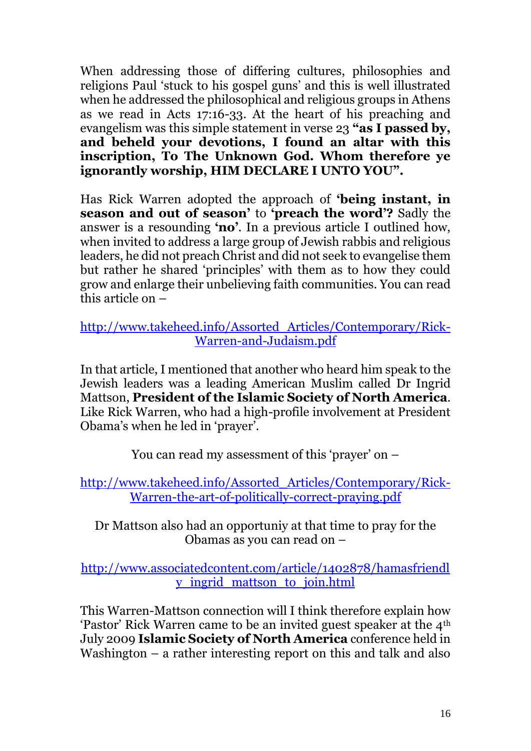When addressing those of differing cultures, philosophies and religions Paul 'stuck to his gospel guns' and this is well illustrated when he addressed the philosophical and religious groups in Athens as we read in Acts 17:16-33. At the heart of his preaching and evangelism was this simple statement in verse 23 **"as I passed by, and beheld your devotions, I found an altar with this inscription, To The Unknown God. Whom therefore ye ignorantly worship, HIM DECLARE I UNTO YOU".**

Has Rick Warren adopted the approach of **'being instant, in season and out of season'** to **'preach the word'?** Sadly the answer is a resounding **'no'**. In a previous article I outlined how, when invited to address a large group of Jewish rabbis and religious leaders, he did not preach Christ and did not seek to evangelise them but rather he shared 'principles' with them as to how they could grow and enlarge their unbelieving faith communities. You can read this article on –

http://www.takeheed.info/Assorted_Articles/Contemporary/Rick-Warren-and-Judaism.pdf

In that article, I mentioned that another who heard him speak to the Jewish leaders was a leading American Muslim called Dr Ingrid Mattson, **President of the Islamic Society of North America**. Like Rick Warren, who had a high-profile involvement at President Obama's when he led in 'prayer'.

You can read my assessment of this 'prayer' on –

http://www.takeheed.info/Assorted_Articles/Contemporary/Rick-Warren-the-art-of-politically-correct-praying.pdf

Dr Mattson also had an opportuniy at that time to pray for the Obamas as you can read on –

http://www.associatedcontent.com/article/1402878/hamasfriendly_ingrid_mattson_to_join.html

This Warren-Mattson connection will I think therefore explain how 'Pastor' Rick Warren came to be an invited guest speaker at the 4th July 2009 **Islamic Society of North America** conference held in Washington – a rather interesting report on this and talk and also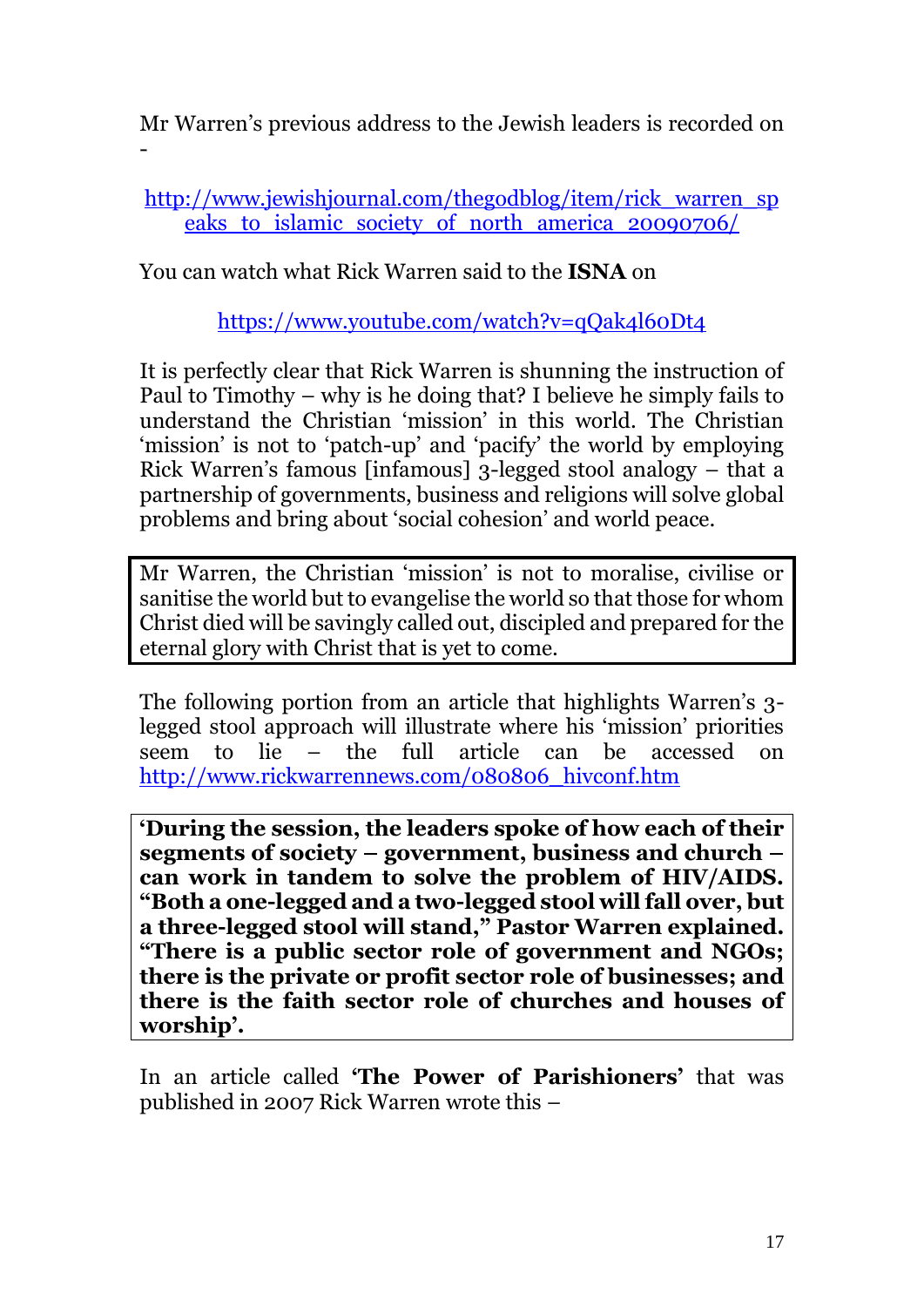Mr Warren's previous address to the Jewish leaders is recorded on -

[http://www.jewishjournal.com/thegodblog/item/rick_warren_speaks_to_islamic_society_of_north_america_20090706/](http://www.jewishjournal.com/thegodblog/item/rick_warren_speaks_to_islamic_society_of_north_america_20090706/)

You can watch what Rick Warren said to the **ISNA** on

[https://www.youtube.com/watch?v=qQak4l60Dt4](https://www.youtube.com/watch?v=qQak4l60Dt4)

It is perfectly clear that Rick Warren is shunning the instruction of Paul to Timothy – why is he doing that? I believe he simply fails to understand the Christian 'mission' in this world. The Christian 'mission' is not to 'patch-up' and 'pacify' the world by employing Rick Warren's famous [infamous] 3-legged stool analogy – that a partnership of governments, business and religions will solve global problems and bring about 'social cohesion' and world peace.

> Mr Warren, the Christian 'mission' is not to moralise, civilise or sanitise the world but to evangelise the world so that those for whom Christ died will be savingly called out, discipled and prepared for the eternal glory with Christ that is yet to come.

The following portion from an article that highlights Warren's 3-legged stool approach will illustrate where his 'mission' priorities seem to lie – the full article can be accessed on [http://www.rickwarrennews.com/080806_hivconf.htm](http://www.rickwarrennews.com/080806_hivconf.htm)

> **'During the session, the leaders spoke of how each of their segments of society – government, business and church – can work in tandem to solve the problem of HIV/AIDS. "Both a one-legged and a two-legged stool will fall over, but a three-legged stool will stand," Pastor Warren explained. "There is a public sector role of government and NGOs; there is the private or profit sector role of businesses; and there is the faith sector role of churches and houses of worship'.**

In an article called **'The Power of Parishioners'** that was published in 2007 Rick Warren wrote this –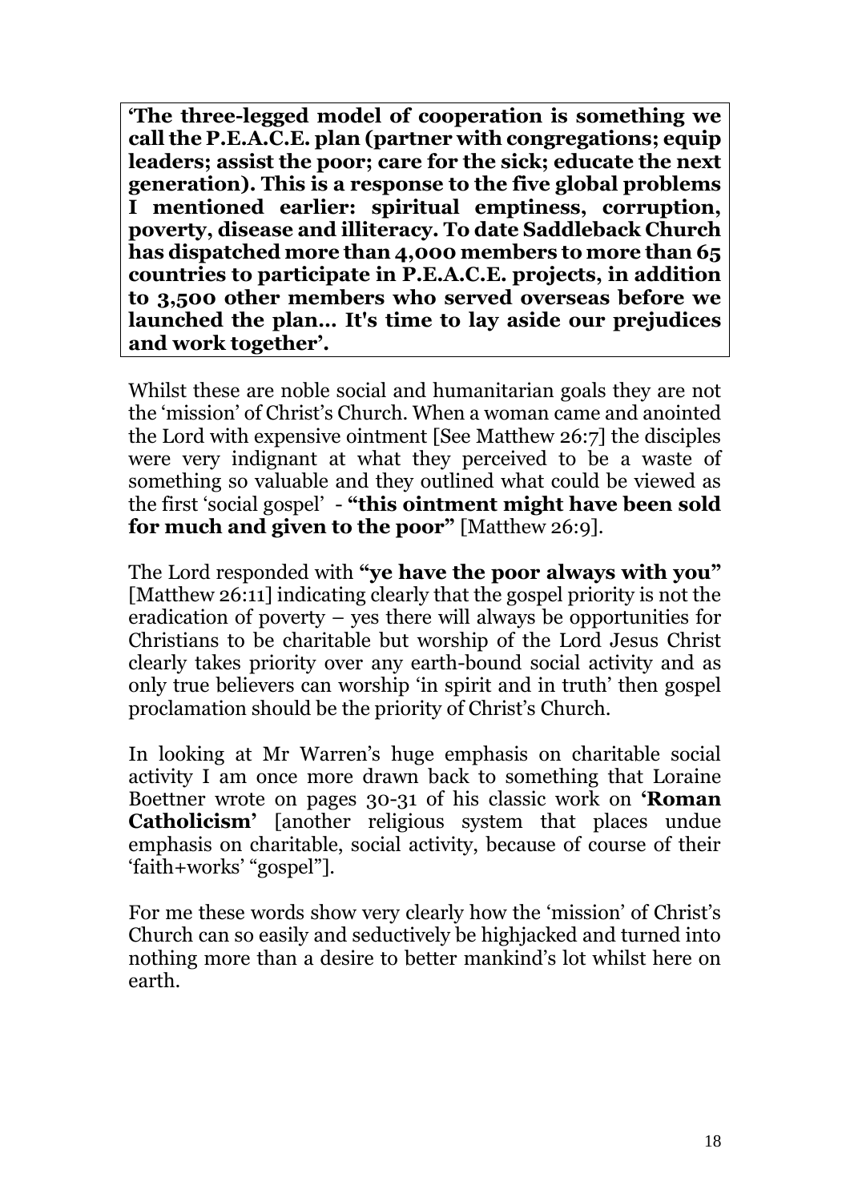**'The three-legged model of cooperation is something we call the P.E.A.C.E. plan (partner with congregations; equip leaders; assist the poor; care for the sick; educate the next generation). This is a response to the five global problems I mentioned earlier: spiritual emptiness, corruption, poverty, disease and illiteracy. To date Saddleback Church has dispatched more than 4,000 members to more than 65 countries to participate in P.E.A.C.E. projects, in addition to 3,500 other members who served overseas before we launched the plan... It's time to lay aside our prejudices and work together'.**

Whilst these are noble social and humanitarian goals they are not the 'mission' of Christ's Church. When a woman came and anointed the Lord with expensive ointment [See Matthew 26:7] the disciples were very indignant at what they perceived to be a waste of something so valuable and they outlined what could be viewed as the first 'social gospel' - **"this ointment might have been sold for much and given to the poor"** [Matthew 26:9].

The Lord responded with **"ye have the poor always with you"** [Matthew 26:11] indicating clearly that the gospel priority is not the eradication of poverty – yes there will always be opportunities for Christians to be charitable but worship of the Lord Jesus Christ clearly takes priority over any earth-bound social activity and as only true believers can worship 'in spirit and in truth' then gospel proclamation should be the priority of Christ's Church.

In looking at Mr Warren's huge emphasis on charitable social activity I am once more drawn back to something that Loraine Boettner wrote on pages 30-31 of his classic work on **'Roman Catholicism'** [another religious system that places undue emphasis on charitable, social activity, because of course of their 'faith+works' "gospel"].

For me these words show very clearly how the 'mission' of Christ's Church can so easily and seductively be highjacked and turned into nothing more than a desire to better mankind's lot whilst here on earth.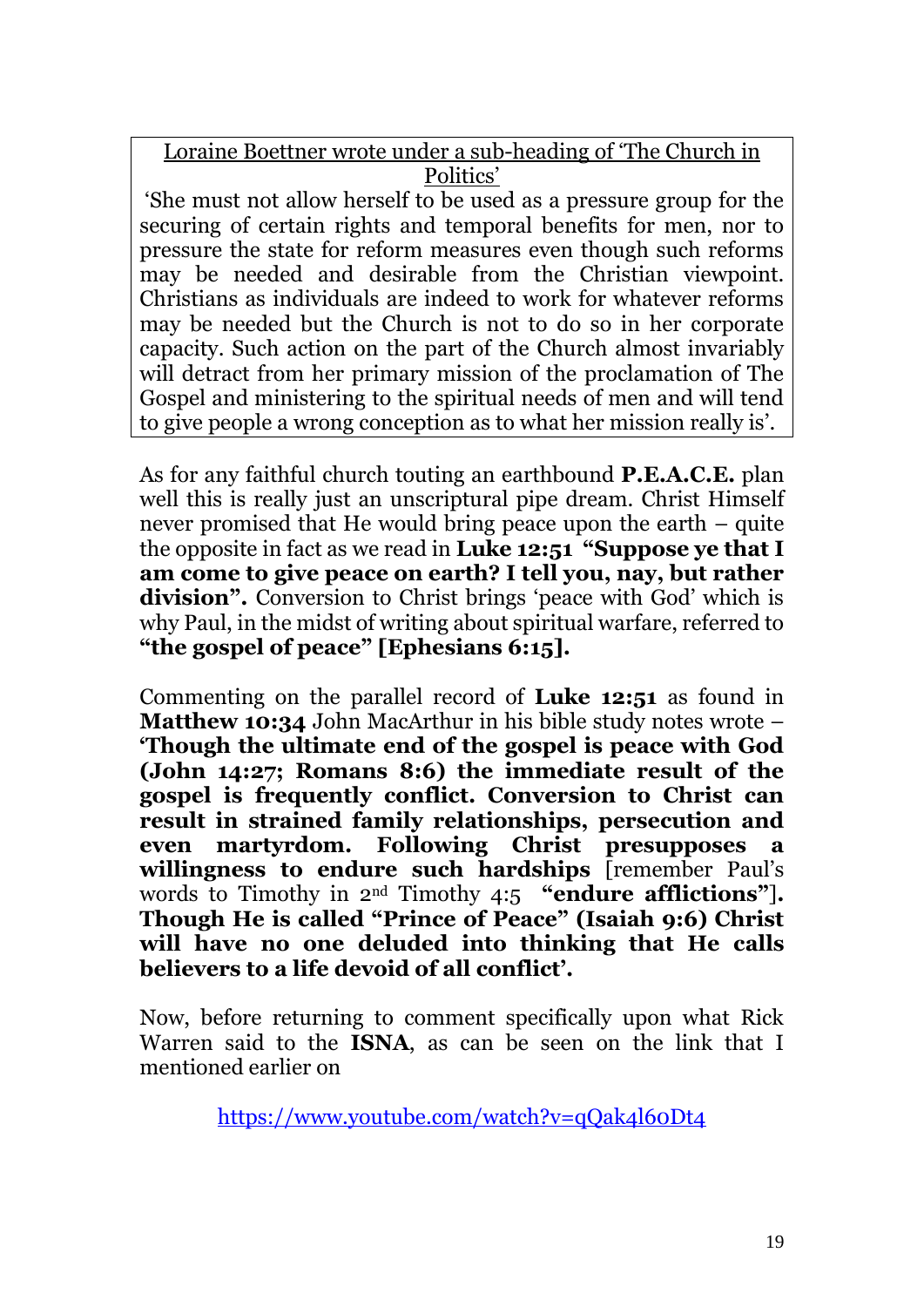<u>Loraine Boettner wrote under a sub-heading of 'The Church in Politics'</u>

'She must not allow herself to be used as a pressure group for the securing of certain rights and temporal benefits for men, nor to pressure the state for reform measures even though such reforms may be needed and desirable from the Christian viewpoint. Christians as individuals are indeed to work for whatever reforms may be needed but the Church is not to do so in her corporate capacity. Such action on the part of the Church almost invariably will detract from her primary mission of the proclamation of The Gospel and ministering to the spiritual needs of men and will tend to give people a wrong conception as to what her mission really is'.

As for any faithful church touting an earthbound **P.E.A.C.E.** plan well this is really just an unscriptural pipe dream. Christ Himself never promised that He would bring peace upon the earth – quite the opposite in fact as we read in **Luke 12:51 "Suppose ye that I am come to give peace on earth? I tell you, nay, but rather division".** Conversion to Christ brings 'peace with God' which is why Paul, in the midst of writing about spiritual warfare, referred to **"the gospel of peace" [Ephesians 6:15].**

Commenting on the parallel record of **Luke 12:51** as found in **Matthew 10:34** John MacArthur in his bible study notes wrote – **'Though the ultimate end of the gospel is peace with God (John 14:27; Romans 8:6) the immediate result of the gospel is frequently conflict. Conversion to Christ can result in strained family relationships, persecution and even martyrdom. Following Christ presupposes a willingness to endure such hardships** [remember Paul's words to Timothy in 2nd Timothy 4:5 **"endure afflictions"**]**. Though He is called "Prince of Peace" (Isaiah 9:6) Christ will have no one deluded into thinking that He calls believers to a life devoid of all conflict'.**

Now, before returning to comment specifically upon what Rick Warren said to the **ISNA**, as can be seen on the link that I mentioned earlier on

https://www.youtube.com/watch?v=qQak4l60Dt4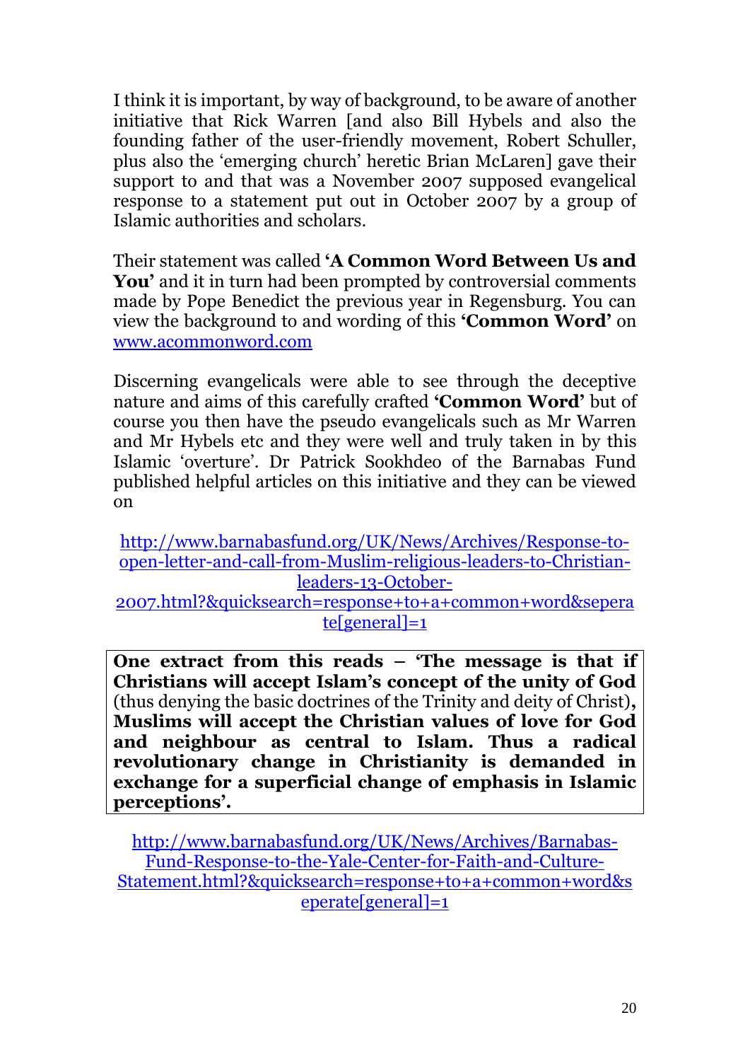I think it is important, by way of background, to be aware of another initiative that Rick Warren [and also Bill Hybels and also the founding father of the user-friendly movement, Robert Schuller, plus also the 'emerging church' heretic Brian McLaren] gave their support to and that was a November 2007 supposed evangelical response to a statement put out in October 2007 by a group of Islamic authorities and scholars.

Their statement was called **'A Common Word Between Us and You'** and it in turn had been prompted by controversial comments made by Pope Benedict the previous year in Regensburg. You can view the background to and wording of this **'Common Word'** on [www.acommonword.com](www.acommonword.com)

Discerning evangelicals were able to see through the deceptive nature and aims of this carefully crafted **'Common Word'** but of course you then have the pseudo evangelicals such as Mr Warren and Mr Hybels etc and they were well and truly taken in by this Islamic 'overture'. Dr Patrick Sookhdeo of the Barnabas Fund published helpful articles on this initiative and they can be viewed on

[http://www.barnabasfund.org/UK/News/Archives/Response-to-open-letter-and-call-from-Muslim-religious-leaders-to-Christian-leaders-13-October-2007.html?&quicksearch=response+to+a+common+word&seperate[general]=1](http://www.barnabasfund.org/UK/News/Archives/Response-to-open-letter-and-call-from-Muslim-religious-leaders-to-Christian-leaders-13-October-2007.html?&quicksearch=response+to+a+common+word&seperate[general]=1)

**One extract from this reads – 'The message is that if Christians will accept Islam's concept of the unity of God** (thus denying the basic doctrines of the Trinity and deity of Christ)**, Muslims will accept the Christian values of love for God and neighbour as central to Islam. Thus a radical revolutionary change in Christianity is demanded in exchange for a superficial change of emphasis in Islamic perceptions'.**

[http://www.barnabasfund.org/UK/News/Archives/Barnabas-Fund-Response-to-the-Yale-Center-for-Faith-and-Culture-Statement.html?&quicksearch=response+to+a+common+word&seperate[general]=1](http://www.barnabasfund.org/UK/News/Archives/Barnabas-Fund-Response-to-the-Yale-Center-for-Faith-and-Culture-Statement.html?&quicksearch=response+to+a+common+word&seperate[general]=1)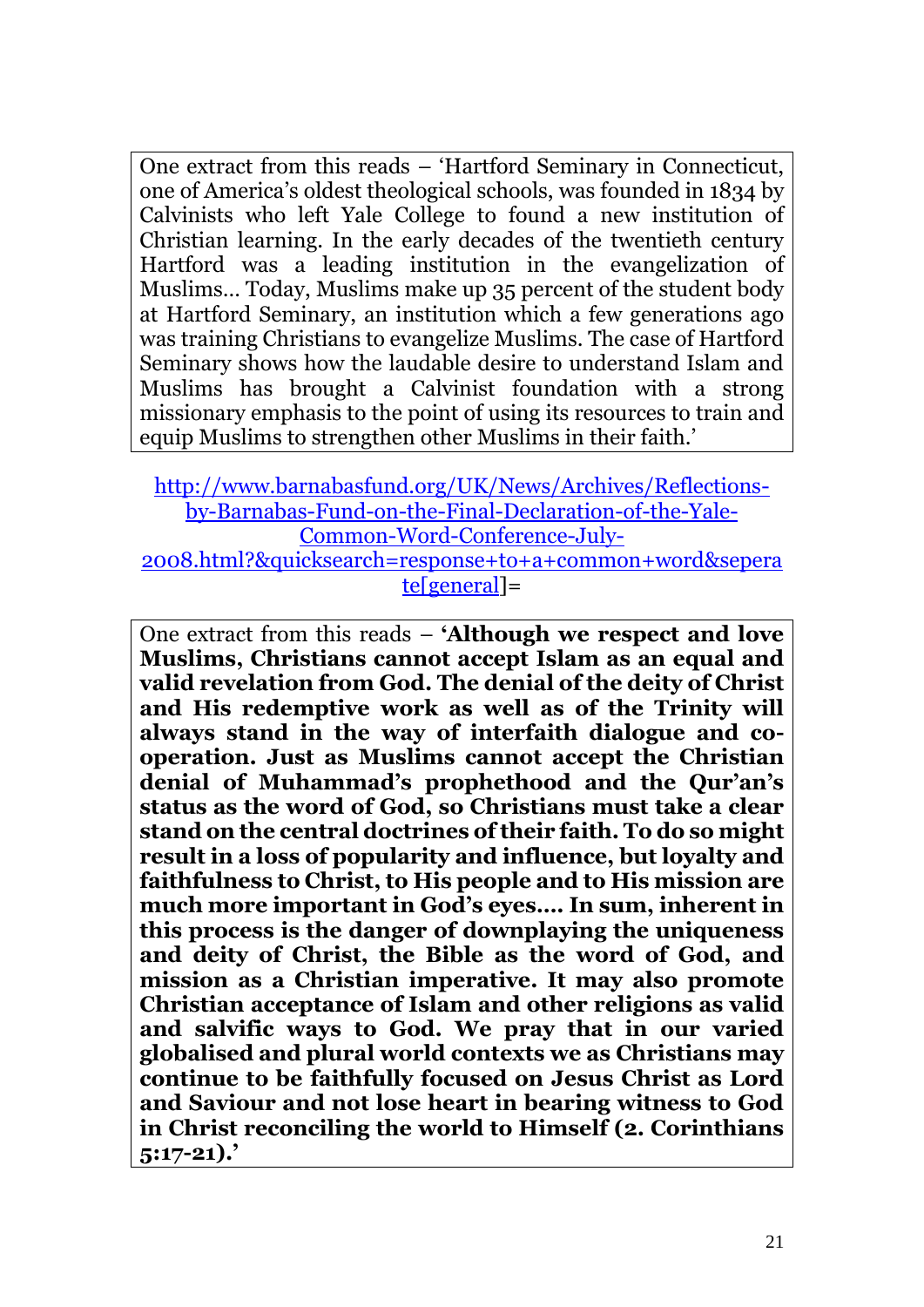One extract from this reads – 'Hartford Seminary in Connecticut, one of America's oldest theological schools, was founded in 1834 by Calvinists who left Yale College to found a new institution of Christian learning. In the early decades of the twentieth century Hartford was a leading institution in the evangelization of Muslims… Today, Muslims make up 35 percent of the student body at Hartford Seminary, an institution which a few generations ago was training Christians to evangelize Muslims. The case of Hartford Seminary shows how the laudable desire to understand Islam and Muslims has brought a Calvinist foundation with a strong missionary emphasis to the point of using its resources to train and equip Muslims to strengthen other Muslims in their faith.'

http://www.barnabasfund.org/UK/News/Archives/Reflections-by-Barnabas-Fund-on-the-Final-Declaration-of-the-Yale-Common-Word-Conference-July-2008.html?&quicksearch=response+to+a+common+word&seperate[general]=

One extract from this reads – **'Although we respect and love Muslims, Christians cannot accept Islam as an equal and valid revelation from God. The denial of the deity of Christ and His redemptive work as well as of the Trinity will always stand in the way of interfaith dialogue and co-operation. Just as Muslims cannot accept the Christian denial of Muhammad's prophethood and the Qur'an's status as the word of God, so Christians must take a clear stand on the central doctrines of their faith. To do so might result in a loss of popularity and influence, but loyalty and faithfulness to Christ, to His people and to His mission are much more important in God's eyes…. In sum, inherent in this process is the danger of downplaying the uniqueness and deity of Christ, the Bible as the word of God, and mission as a Christian imperative. It may also promote Christian acceptance of Islam and other religions as valid and salvific ways to God. We pray that in our varied globalised and plural world contexts we as Christians may continue to be faithfully focused on Jesus Christ as Lord and Saviour and not lose heart in bearing witness to God in Christ reconciling the world to Himself (2. Corinthians 5:17-21).'**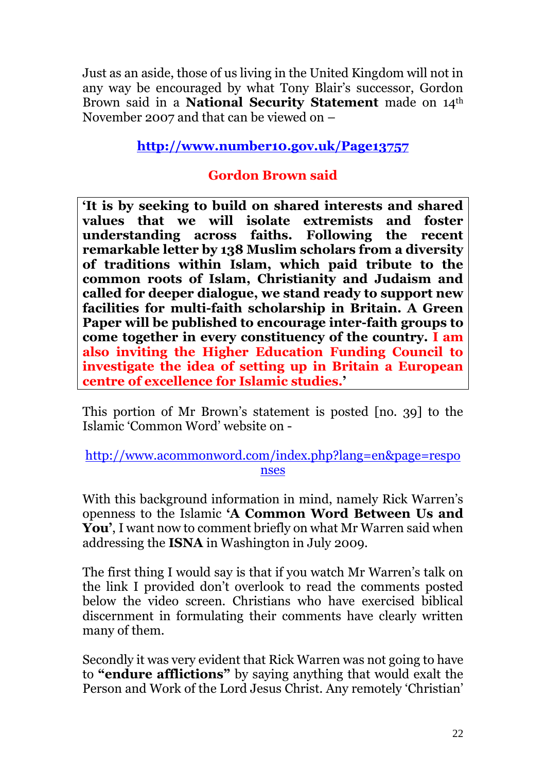Just as an aside, those of us living in the United Kingdom will not in any way be encouraged by what Tony Blair's successor, Gordon Brown said in a **National Security Statement** made on 14th November 2007 and that can be viewed on –

**http://www.number10.gov.uk/Page13757**

**Gordon Brown said**

> **'It is by seeking to build on shared interests and shared values that we will isolate extremists and foster understanding across faiths. Following the recent remarkable letter by 138 Muslim scholars from a diversity of traditions within Islam, which paid tribute to the common roots of Islam, Christianity and Judaism and called for deeper dialogue, we stand ready to support new facilities for multi-faith scholarship in Britain. A Green Paper will be published to encourage inter-faith groups to come together in every constituency of the country. I am also inviting the Higher Education Funding Council to investigate the idea of setting up in Britain a European centre of excellence for Islamic studies.'**

This portion of Mr Brown's statement is posted [no. 39] to the Islamic 'Common Word' website on -

http://www.acommonword.com/index.php?lang=en&page=responses

With this background information in mind, namely Rick Warren's openness to the Islamic **'A Common Word Between Us and You'**, I want now to comment briefly on what Mr Warren said when addressing the **ISNA** in Washington in July 2009.

The first thing I would say is that if you watch Mr Warren's talk on the link I provided don't overlook to read the comments posted below the video screen. Christians who have exercised biblical discernment in formulating their comments have clearly written many of them.

Secondly it was very evident that Rick Warren was not going to have to **"endure afflictions"** by saying anything that would exalt the Person and Work of the Lord Jesus Christ. Any remotely 'Christian'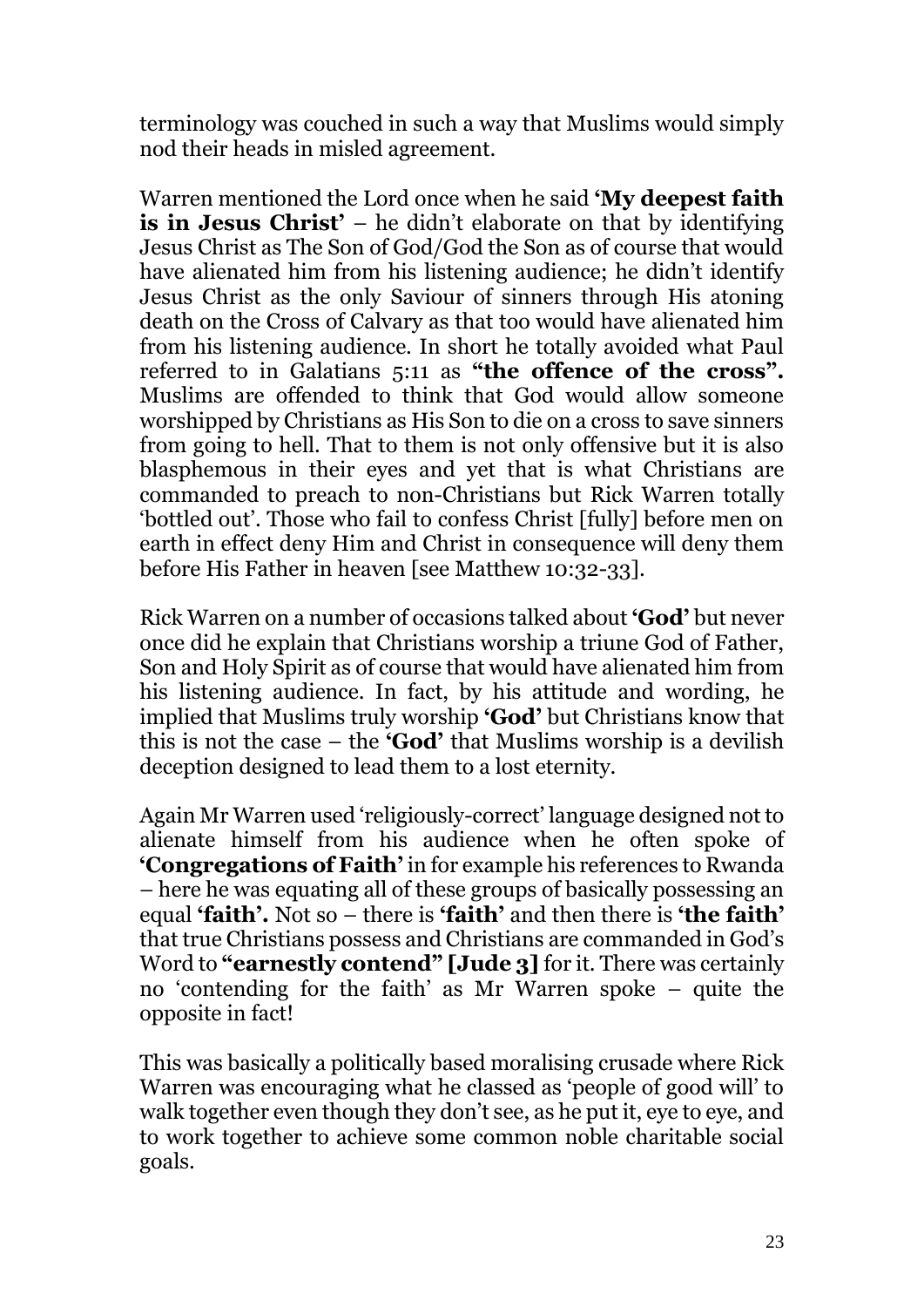terminology was couched in such a way that Muslims would simply nod their heads in misled agreement.

Warren mentioned the Lord once when he said **'My deepest faith is in Jesus Christ'** – he didn't elaborate on that by identifying Jesus Christ as The Son of God/God the Son as of course that would have alienated him from his listening audience; he didn't identify Jesus Christ as the only Saviour of sinners through His atoning death on the Cross of Calvary as that too would have alienated him from his listening audience. In short he totally avoided what Paul referred to in Galatians 5:11 as **"the offence of the cross".** Muslims are offended to think that God would allow someone worshipped by Christians as His Son to die on a cross to save sinners from going to hell. That to them is not only offensive but it is also blasphemous in their eyes and yet that is what Christians are commanded to preach to non-Christians but Rick Warren totally 'bottled out'. Those who fail to confess Christ [fully] before men on earth in effect deny Him and Christ in consequence will deny them before His Father in heaven [see Matthew 10:32-33].

Rick Warren on a number of occasions talked about **'God'** but never once did he explain that Christians worship a triune God of Father, Son and Holy Spirit as of course that would have alienated him from his listening audience. In fact, by his attitude and wording, he implied that Muslims truly worship **'God'** but Christians know that this is not the case – the **'God'** that Muslims worship is a devilish deception designed to lead them to a lost eternity.

Again Mr Warren used 'religiously-correct' language designed not to alienate himself from his audience when he often spoke of **'Congregations of Faith'** in for example his references to Rwanda – here he was equating all of these groups of basically possessing an equal **'faith'.** Not so – there is **'faith'** and then there is **'the faith'** that true Christians possess and Christians are commanded in God's Word to **"earnestly contend" [Jude 3]** for it. There was certainly no 'contending for the faith' as Mr Warren spoke – quite the opposite in fact!

This was basically a politically based moralising crusade where Rick Warren was encouraging what he classed as 'people of good will' to walk together even though they don't see, as he put it, eye to eye, and to work together to achieve some common noble charitable social goals.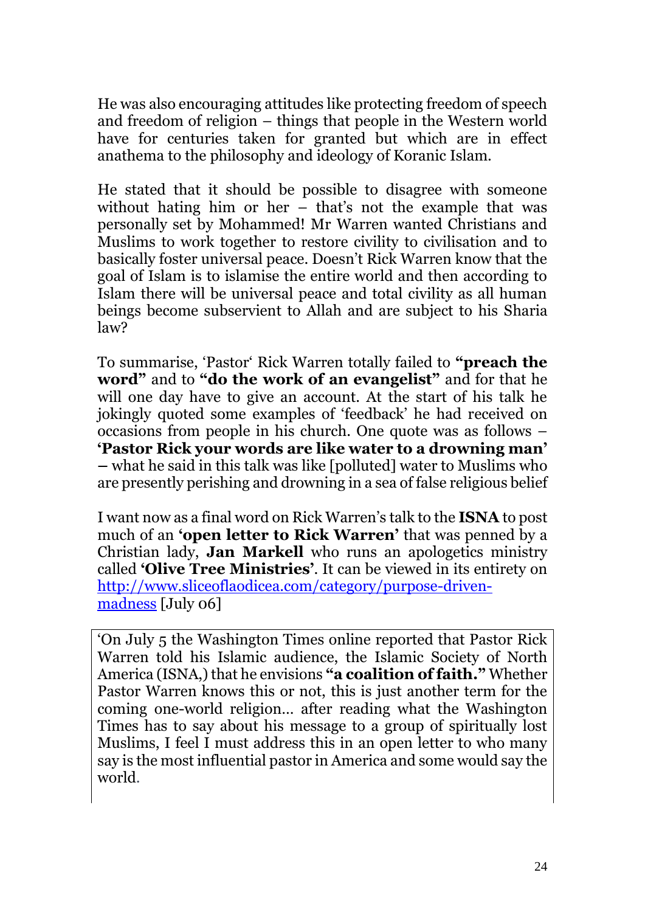He was also encouraging attitudes like protecting freedom of speech and freedom of religion – things that people in the Western world have for centuries taken for granted but which are in effect anathema to the philosophy and ideology of Koranic Islam.

He stated that it should be possible to disagree with someone without hating him or her – that's not the example that was personally set by Mohammed! Mr Warren wanted Christians and Muslims to work together to restore civility to civilisation and to basically foster universal peace. Doesn't Rick Warren know that the goal of Islam is to islamise the entire world and then according to Islam there will be universal peace and total civility as all human beings become subservient to Allah and are subject to his Sharia law?

To summarise, 'Pastor' Rick Warren totally failed to **"preach the word"** and to **"do the work of an evangelist"** and for that he will one day have to give an account. At the start of his talk he jokingly quoted some examples of 'feedback' he had received on occasions from people in his church. One quote was as follows – **'Pastor Rick your words are like water to a drowning man'** – what he said in this talk was like [polluted] water to Muslims who are presently perishing and drowning in a sea of false religious belief

I want now as a final word on Rick Warren's talk to the **ISNA** to post much of an **'open letter to Rick Warren'** that was penned by a Christian lady, **Jan Markell** who runs an apologetics ministry called **'Olive Tree Ministries'**. It can be viewed in its entirety on [http://www.sliceoflaodicea.com/category/purpose-driven-madness](http://www.sliceoflaodicea.com/category/purpose-driven-madness) [July 06]

> 'On July 5 the Washington Times online reported that Pastor Rick Warren told his Islamic audience, the Islamic Society of North America (ISNA,) that he envisions **"a coalition of faith."** Whether Pastor Warren knows this or not, this is just another term for the coming one-world religion… after reading what the Washington Times has to say about his message to a group of spiritually lost Muslims, I feel I must address this in an open letter to who many say is the most influential pastor in America and some would say the world.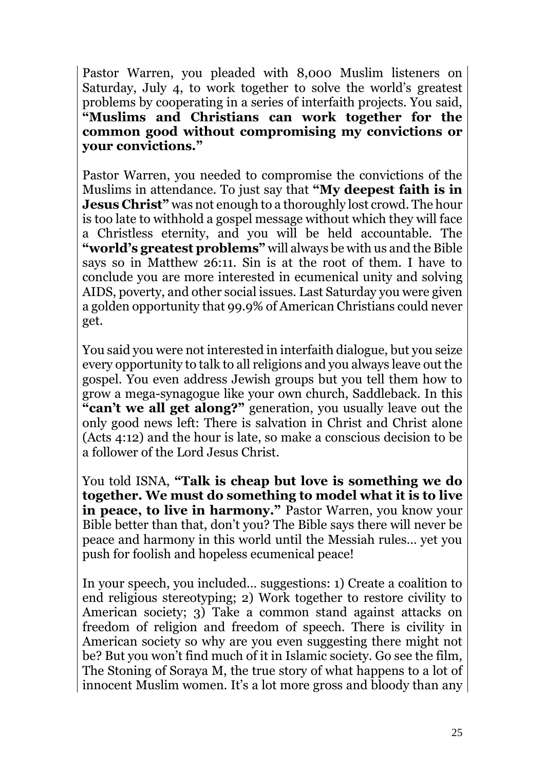Pastor Warren, you pleaded with 8,000 Muslim listeners on Saturday, July 4, to work together to solve the world's greatest problems by cooperating in a series of interfaith projects. You said, **"Muslims and Christians can work together for the common good without compromising my convictions or your convictions."**

Pastor Warren, you needed to compromise the convictions of the Muslims in attendance. To just say that **"My deepest faith is in Jesus Christ"** was not enough to a thoroughly lost crowd. The hour is too late to withhold a gospel message without which they will face a Christless eternity, and you will be held accountable. The **"world's greatest problems"** will always be with us and the Bible says so in Matthew 26:11. Sin is at the root of them. I have to conclude you are more interested in ecumenical unity and solving AIDS, poverty, and other social issues. Last Saturday you were given a golden opportunity that 99.9% of American Christians could never get.

You said you were not interested in interfaith dialogue, but you seize every opportunity to talk to all religions and you always leave out the gospel. You even address Jewish groups but you tell them how to grow a mega-synagogue like your own church, Saddleback. In this **"can't we all get along?"** generation, you usually leave out the only good news left: There is salvation in Christ and Christ alone (Acts 4:12) and the hour is late, so make a conscious decision to be a follower of the Lord Jesus Christ.

You told ISNA, **"Talk is cheap but love is something we do together. We must do something to model what it is to live in peace, to live in harmony."** Pastor Warren, you know your Bible better than that, don't you? The Bible says there will never be peace and harmony in this world until the Messiah rules... yet you push for foolish and hopeless ecumenical peace!

In your speech, you included... suggestions: 1) Create a coalition to end religious stereotyping; 2) Work together to restore civility to American society; 3) Take a common stand against attacks on freedom of religion and freedom of speech. There is civility in American society so why are you even suggesting there might not be? But you won't find much of it in Islamic society. Go see the film, The Stoning of Soraya M, the true story of what happens to a lot of innocent Muslim women. It's a lot more gross and bloody than any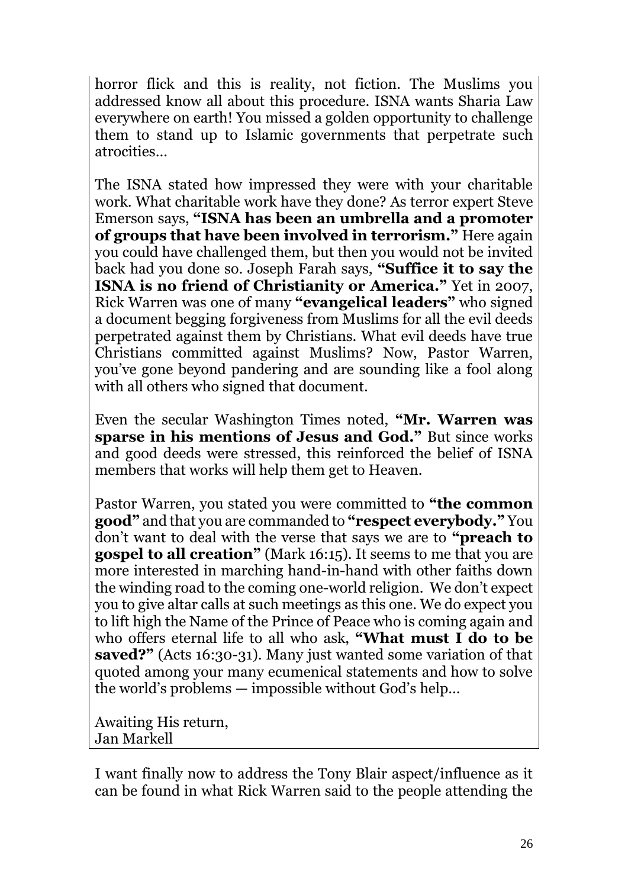horror flick and this is reality, not fiction. The Muslims you addressed know all about this procedure. ISNA wants Sharia Law everywhere on earth! You missed a golden opportunity to challenge them to stand up to Islamic governments that perpetrate such atrocities…

The ISNA stated how impressed they were with your charitable work. What charitable work have they done? As terror expert Steve Emerson says, **"ISNA has been an umbrella and a promoter of groups that have been involved in terrorism."** Here again you could have challenged them, but then you would not be invited back had you done so. Joseph Farah says, **"Suffice it to say the ISNA is no friend of Christianity or America."** Yet in 2007, Rick Warren was one of many **"evangelical leaders"** who signed a document begging forgiveness from Muslims for all the evil deeds perpetrated against them by Christians. What evil deeds have true Christians committed against Muslims? Now, Pastor Warren, you've gone beyond pandering and are sounding like a fool along with all others who signed that document.

Even the secular Washington Times noted, **"Mr. Warren was sparse in his mentions of Jesus and God."** But since works and good deeds were stressed, this reinforced the belief of ISNA members that works will help them get to Heaven.

Pastor Warren, you stated you were committed to **"the common good"** and that you are commanded to **"respect everybody."** You don't want to deal with the verse that says we are to **"preach to gospel to all creation"** (Mark 16:15). It seems to me that you are more interested in marching hand-in-hand with other faiths down the winding road to the coming one-world religion. We don't expect you to give altar calls at such meetings as this one. We do expect you to lift high the Name of the Prince of Peace who is coming again and who offers eternal life to all who ask, **"What must I do to be saved?"** (Acts 16:30-31). Many just wanted some variation of that quoted among your many ecumenical statements and how to solve the world's problems — impossible without God's help…

Awaiting His return,
Jan Markell

I want finally now to address the Tony Blair aspect/influence as it can be found in what Rick Warren said to the people attending the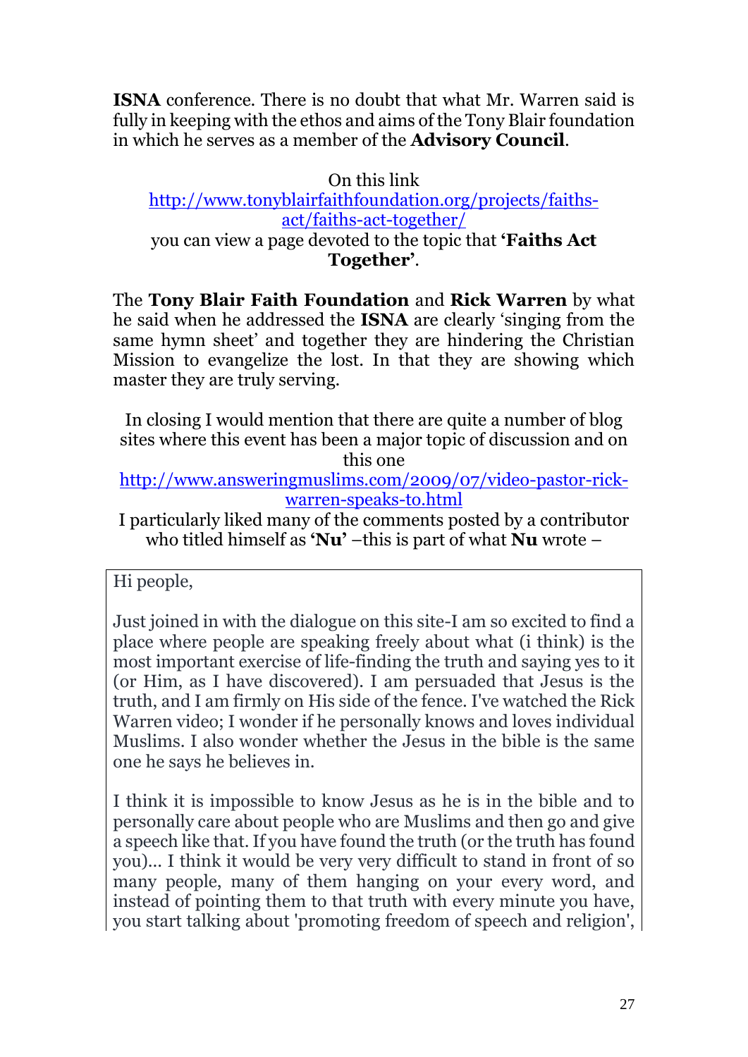**ISNA** conference. There is no doubt that what Mr. Warren said is fully in keeping with the ethos and aims of the Tony Blair foundation in which he serves as a member of the **Advisory Council**.

On this link
[http://www.tonyblairfaithfoundation.org/projects/faiths-act/faiths-act-together/](http://www.tonyblairfaithfoundation.org/projects/faiths-act/faiths-act-together/)
you can view a page devoted to the topic that **'Faiths Act Together'**.

The **Tony Blair Faith Foundation** and **Rick Warren** by what he said when he addressed the **ISNA** are clearly 'singing from the same hymn sheet' and together they are hindering the Christian Mission to evangelize the lost. In that they are showing which master they are truly serving.

In closing I would mention that there are quite a number of blog sites where this event has been a major topic of discussion and on this one
[http://www.answeringmuslims.com/2009/07/video-pastor-rick-warren-speaks-to.html](http://www.answeringmuslims.com/2009/07/video-pastor-rick-warren-speaks-to.html)
I particularly liked many of the comments posted by a contributor who titled himself as **'Nu'** –this is part of what **Nu** wrote –

> Hi people,
>
> Just joined in with the dialogue on this site-I am so excited to find a place where people are speaking freely about what (i think) is the most important exercise of life-finding the truth and saying yes to it (or Him, as I have discovered). I am persuaded that Jesus is the truth, and I am firmly on His side of the fence. I've watched the Rick Warren video; I wonder if he personally knows and loves individual Muslims. I also wonder whether the Jesus in the bible is the same one he says he believes in.
>
> I think it is impossible to know Jesus as he is in the bible and to personally care about people who are Muslims and then go and give a speech like that. If you have found the truth (or the truth has found you)... I think it would be very very difficult to stand in front of so many people, many of them hanging on your every word, and instead of pointing them to that truth with every minute you have, you start talking about 'promoting freedom of speech and religion',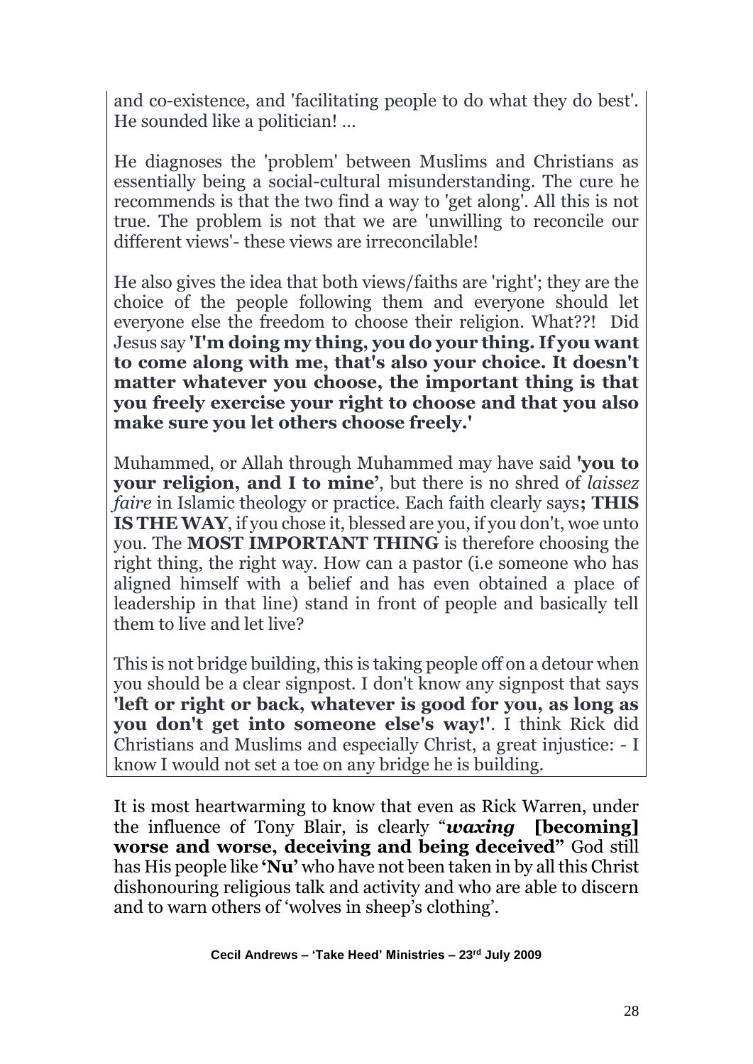and co-existence, and 'facilitating people to do what they do best'. He sounded like a politician! …

He diagnoses the 'problem' between Muslims and Christians as essentially being a social-cultural misunderstanding. The cure he recommends is that the two find a way to 'get along'. All this is not true. The problem is not that we are 'unwilling to reconcile our different views'- these views are irreconcilable!

He also gives the idea that both views/faiths are 'right'; they are the choice of the people following them and everyone should let everyone else the freedom to choose their religion. What??! Did Jesus say **'I'm doing my thing, you do your thing. If you want to come along with me, that's also your choice. It doesn't matter whatever you choose, the important thing is that you freely exercise your right to choose and that you also make sure you let others choose freely.'**

Muhammed, or Allah through Muhammed may have said **'you to your religion, and I to mine'**, but there is no shred of *laissez faire* in Islamic theology or practice. Each faith clearly says**; THIS IS THE WAY**, if you chose it, blessed are you, if you don't, woe unto you. The **MOST IMPORTANT THING** is therefore choosing the right thing, the right way. How can a pastor (i.e someone who has aligned himself with a belief and has even obtained a place of leadership in that line) stand in front of people and basically tell them to live and let live?

This is not bridge building, this is taking people off on a detour when you should be a clear signpost. I don't know any signpost that says **'left or right or back, whatever is good for you, as long as you don't get into someone else's way!'**. I think Rick did Christians and Muslims and especially Christ, a great injustice: - I know I would not set a toe on any bridge he is building.

It is most heartwarming to know that even as Rick Warren, under the influence of Tony Blair, is clearly "***waxing* [becoming] worse and worse, deceiving and being deceived"** God still has His people like **'Nu'** who have not been taken in by all this Christ dishonouring religious talk and activity and who are able to discern and to warn others of 'wolves in sheep's clothing'.

**Cecil Andrews – 'Take Heed' Ministries – 23rd July 2009**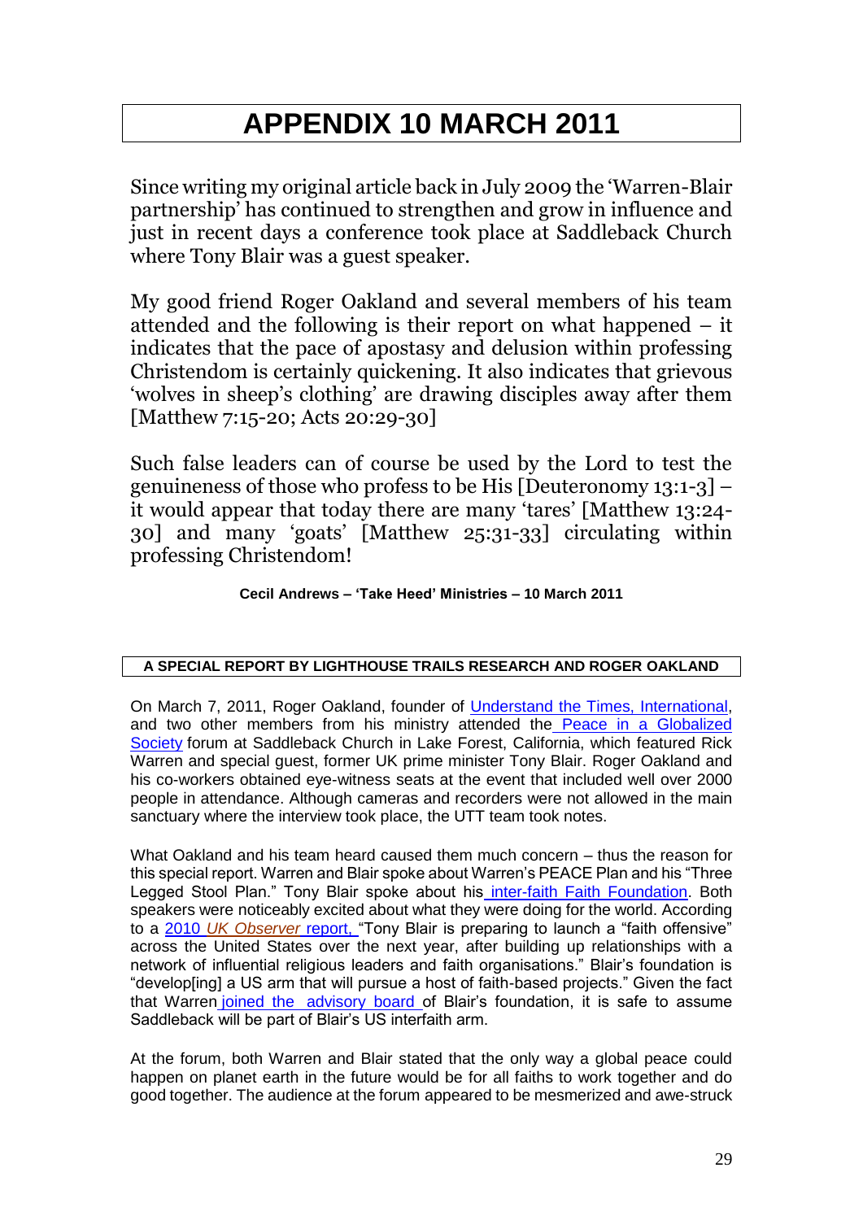# APPENDIX 10 MARCH 2011

Since writing my original article back in July 2009 the 'Warren-Blair partnership' has continued to strengthen and grow in influence and just in recent days a conference took place at Saddleback Church where Tony Blair was a guest speaker.

My good friend Roger Oakland and several members of his team attended and the following is their report on what happened – it indicates that the pace of apostasy and delusion within professing Christendom is certainly quickening. It also indicates that grievous 'wolves in sheep's clothing' are drawing disciples away after them [Matthew 7:15-20; Acts 20:29-30]

Such false leaders can of course be used by the Lord to test the genuineness of those who profess to be His [Deuteronomy 13:1-3] – it would appear that today there are many 'tares' [Matthew 13:24-30] and many 'goats' [Matthew 25:31-33] circulating within professing Christendom!

**Cecil Andrews – 'Take Heed' Ministries – 10 March 2011**

### A SPECIAL REPORT BY LIGHTHOUSE TRAILS RESEARCH AND ROGER OAKLAND

On March 7, 2011, Roger Oakland, founder of Understand the Times, International, and two other members from his ministry attended the Peace in a Globalized Society forum at Saddleback Church in Lake Forest, California, which featured Rick Warren and special guest, former UK prime minister Tony Blair. Roger Oakland and his co-workers obtained eye-witness seats at the event that included well over 2000 people in attendance. Although cameras and recorders were not allowed in the main sanctuary where the interview took place, the UTT team took notes.

What Oakland and his team heard caused them much concern – thus the reason for this special report. Warren and Blair spoke about Warren's PEACE Plan and his "Three Legged Stool Plan." Tony Blair spoke about his inter-faith Faith Foundation. Both speakers were noticeably excited about what they were doing for the world. According to a 2010 *UK Observer* report, "Tony Blair is preparing to launch a "faith offensive" across the United States over the next year, after building up relationships with a network of influential religious leaders and faith organisations." Blair's foundation is "develop[ing] a US arm that will pursue a host of faith-based projects." Given the fact that Warren joined the advisory board of Blair's foundation, it is safe to assume Saddleback will be part of Blair's US interfaith arm.

At the forum, both Warren and Blair stated that the only way a global peace could happen on planet earth in the future would be for all faiths to work together and do good together. The audience at the forum appeared to be mesmerized and awe-struck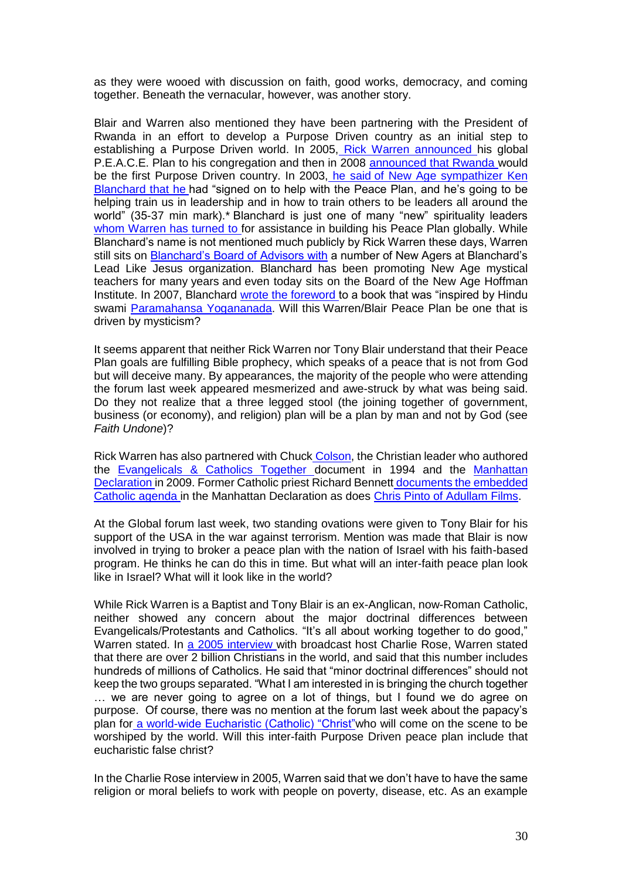as they were wooed with discussion on faith, good works, democracy, and coming together. Beneath the vernacular, however, was another story.

Blair and Warren also mentioned they have been partnering with the President of Rwanda in an effort to develop a Purpose Driven country as an initial step to establishing a Purpose Driven world. In 2005, Rick Warren announced his global P.E.A.C.E. Plan to his congregation and then in 2008 announced that Rwanda would be the first Purpose Driven country. In 2003, he said of New Age sympathizer Ken Blanchard that he had "signed on to help with the Peace Plan, and he's going to be helping train us in leadership and in how to train others to be leaders all around the world" (35-37 min mark).* Blanchard is just one of many "new" spirituality leaders whom Warren has turned to for assistance in building his Peace Plan globally. While Blanchard's name is not mentioned much publicly by Rick Warren these days, Warren still sits on Blanchard's Board of Advisors with a number of New Agers at Blanchard's Lead Like Jesus organization. Blanchard has been promoting New Age mystical teachers for many years and even today sits on the Board of the New Age Hoffman Institute. In 2007, Blanchard wrote the foreword to a book that was "inspired by Hindu swami Paramahansa Yoganandа. Will this Warren/Blair Peace Plan be one that is driven by mysticism?

It seems apparent that neither Rick Warren nor Tony Blair understand that their Peace Plan goals are fulfilling Bible prophecy, which speaks of a peace that is not from God but will deceive many. By appearances, the majority of the people who were attending the forum last week appeared mesmerized and awe-struck by what was being said. Do they not realize that a three legged stool (the joining together of government, business (or economy), and religion) plan will be a plan by man and not by God (see *Faith Undone*)?

Rick Warren has also partnered with Chuck Colson, the Christian leader who authored the Evangelicals & Catholics Together document in 1994 and the Manhattan Declaration in 2009. Former Catholic priest Richard Bennett documents the embedded Catholic agenda in the Manhattan Declaration as does Chris Pinto of Adullam Films.

At the Global forum last week, two standing ovations were given to Tony Blair for his support of the USA in the war against terrorism. Mention was made that Blair is now involved in trying to broker a peace plan with the nation of Israel with his faith-based program. He thinks he can do this in time. But what will an inter-faith peace plan look like in Israel? What will it look like in the world?

While Rick Warren is a Baptist and Tony Blair is an ex-Anglican, now-Roman Catholic, neither showed any concern about the major doctrinal differences between Evangelicals/Protestants and Catholics. "It's all about working together to do good," Warren stated. In a 2005 interview with broadcast host Charlie Rose, Warren stated that there are over 2 billion Christians in the world, and said that this number includes hundreds of millions of Catholics. He said that "minor doctrinal differences" should not keep the two groups separated. "What I am interested in is bringing the church together … we are never going to agree on a lot of things, but I found we do agree on purpose. Of course, there was no mention at the forum last week about the papacy's plan for a world-wide Eucharistic (Catholic) "Christ" who will come on the scene to be worshiped by the world. Will this inter-faith Purpose Driven peace plan include that eucharistic false christ?

In the Charlie Rose interview in 2005, Warren said that we don't have to have the same religion or moral beliefs to work with people on poverty, disease, etc. As an example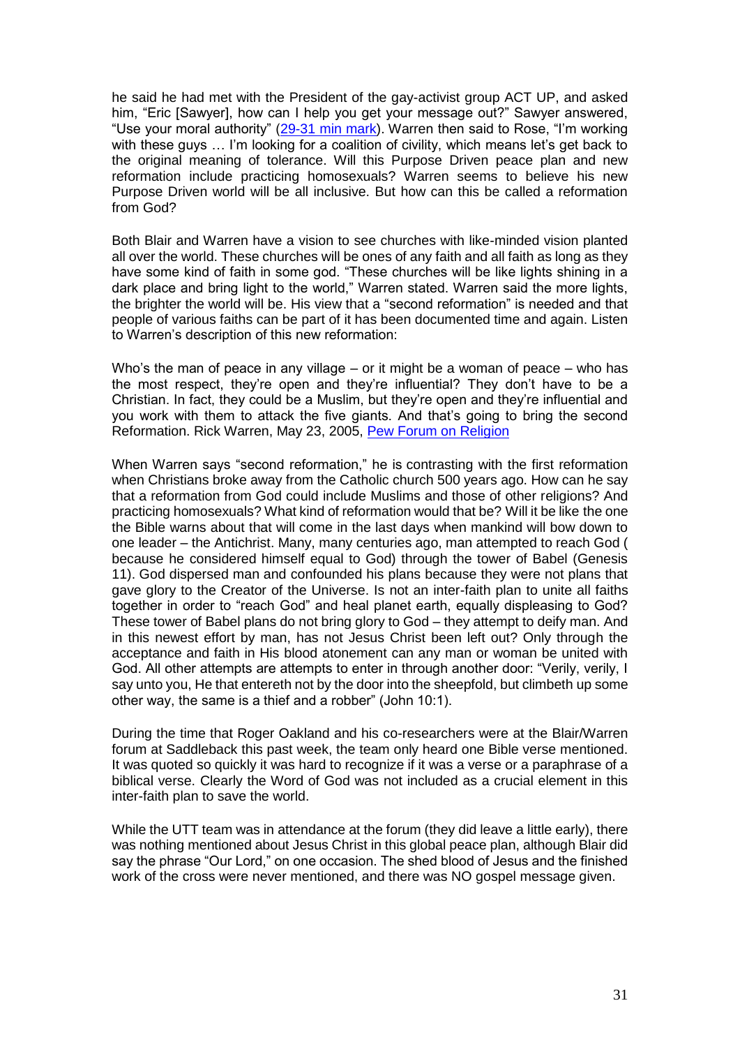he said he had met with the President of the gay-activist group ACT UP, and asked him, "Eric [Sawyer], how can I help you get your message out?" Sawyer answered, "Use your moral authority" (29-31 min mark). Warren then said to Rose, "I'm working with these guys … I'm looking for a coalition of civility, which means let's get back to the original meaning of tolerance. Will this Purpose Driven peace plan and new reformation include practicing homosexuals? Warren seems to believe his new Purpose Driven world will be all inclusive. But how can this be called a reformation from God?

Both Blair and Warren have a vision to see churches with like-minded vision planted all over the world. These churches will be ones of any faith and all faith as long as they have some kind of faith in some god. "These churches will be like lights shining in a dark place and bring light to the world," Warren stated. Warren said the more lights, the brighter the world will be. His view that a "second reformation" is needed and that people of various faiths can be part of it has been documented time and again. Listen to Warren's description of this new reformation:

Who's the man of peace in any village – or it might be a woman of peace – who has the most respect, they're open and they're influential? They don't have to be a Christian. In fact, they could be a Muslim, but they're open and they're influential and you work with them to attack the five giants. And that's going to bring the second Reformation. Rick Warren, May 23, 2005, Pew Forum on Religion

When Warren says "second reformation," he is contrasting with the first reformation when Christians broke away from the Catholic church 500 years ago. How can he say that a reformation from God could include Muslims and those of other religions? And practicing homosexuals? What kind of reformation would that be? Will it be like the one the Bible warns about that will come in the last days when mankind will bow down to one leader – the Antichrist. Many, many centuries ago, man attempted to reach God ( because he considered himself equal to God) through the tower of Babel (Genesis 11). God dispersed man and confounded his plans because they were not plans that gave glory to the Creator of the Universe. Is not an inter-faith plan to unite all faiths together in order to "reach God" and heal planet earth, equally displeasing to God? These tower of Babel plans do not bring glory to God – they attempt to deify man. And in this newest effort by man, has not Jesus Christ been left out? Only through the acceptance and faith in His blood atonement can any man or woman be united with God. All other attempts are attempts to enter in through another door: "Verily, verily, I say unto you, He that entereth not by the door into the sheepfold, but climbeth up some other way, the same is a thief and a robber" (John 10:1).

During the time that Roger Oakland and his co-researchers were at the Blair/Warren forum at Saddleback this past week, the team only heard one Bible verse mentioned. It was quoted so quickly it was hard to recognize if it was a verse or a paraphrase of a biblical verse. Clearly the Word of God was not included as a crucial element in this inter-faith plan to save the world.

While the UTT team was in attendance at the forum (they did leave a little early), there was nothing mentioned about Jesus Christ in this global peace plan, although Blair did say the phrase "Our Lord," on one occasion. The shed blood of Jesus and the finished work of the cross were never mentioned, and there was NO gospel message given.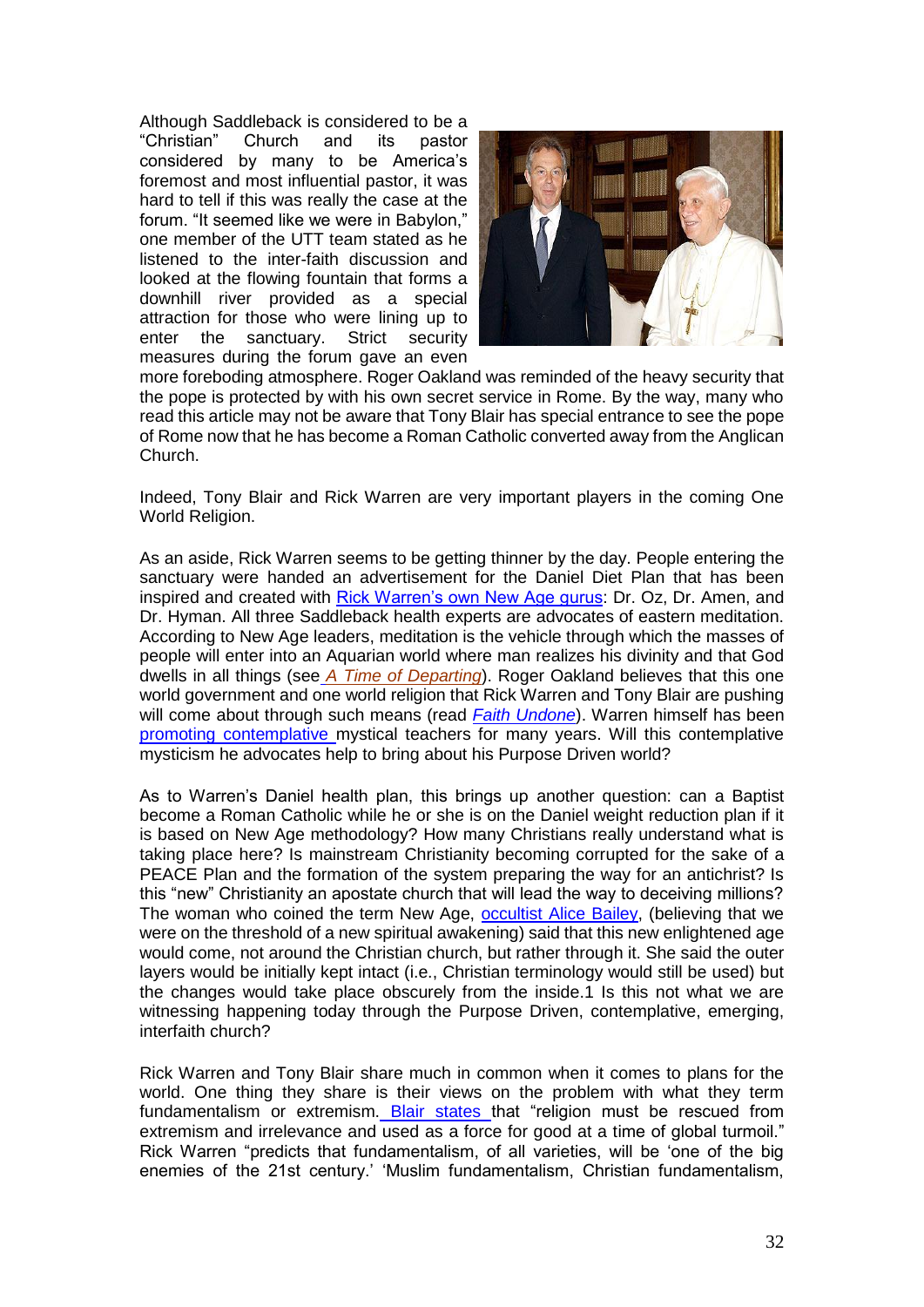Although Saddleback is considered to be a "Christian" Church and its pastor considered by many to be America's foremost and most influential pastor, it was hard to tell if this was really the case at the forum. "It seemed like we were in Babylon," one member of the UTT team stated as he listened to the inter-faith discussion and looked at the flowing fountain that forms a downhill river provided as a special attraction for those who were lining up to enter the sanctuary. Strict security measures during the forum gave an even more foreboding atmosphere. Roger Oakland was reminded of the heavy security that the pope is protected by with his own secret service in Rome. By the way, many who read this article may not be aware that Tony Blair has special entrance to see the pope of Rome now that he has become a Roman Catholic converted away from the Anglican Church.

Indeed, Tony Blair and Rick Warren are very important players in the coming One World Religion.

As an aside, Rick Warren seems to be getting thinner by the day. People entering the sanctuary were handed an advertisement for the Daniel Diet Plan that has been inspired and created with Rick Warren's own New Age gurus: Dr. Oz, Dr. Amen, and Dr. Hyman. All three Saddleback health experts are advocates of eastern meditation. According to New Age leaders, meditation is the vehicle through which the masses of people will enter into an Aquarian world where man realizes his divinity and that God dwells in all things (see *A Time of Departing*). Roger Oakland believes that this one world government and one world religion that Rick Warren and Tony Blair are pushing will come about through such means (read *Faith Undone*). Warren himself has been promoting contemplative mystical teachers for many years. Will this contemplative mysticism he advocates help to bring about his Purpose Driven world?

As to Warren's Daniel health plan, this brings up another question: can a Baptist become a Roman Catholic while he or she is on the Daniel weight reduction plan if it is based on New Age methodology? How many Christians really understand what is taking place here? Is mainstream Christianity becoming corrupted for the sake of a PEACE Plan and the formation of the system preparing the way for an antichrist? Is this "new" Christianity an apostate church that will lead the way to deceiving millions? The woman who coined the term New Age, occultist Alice Bailey, (believing that we were on the threshold of a new spiritual awakening) said that this new enlightened age would come, not around the Christian church, but rather through it. She said the outer layers would be initially kept intact (i.e., Christian terminology would still be used) but the changes would take place obscurely from the inside.1 Is this not what we are witnessing happening today through the Purpose Driven, contemplative, emerging, interfaith church?

Rick Warren and Tony Blair share much in common when it comes to plans for the world. One thing they share is their views on the problem with what they term fundamentalism or extremism. Blair states that "religion must be rescued from extremism and irrelevance and used as a force for good at a time of global turmoil." Rick Warren "predicts that fundamentalism, of all varieties, will be 'one of the big enemies of the 21st century.' 'Muslim fundamentalism, Christian fundamentalism,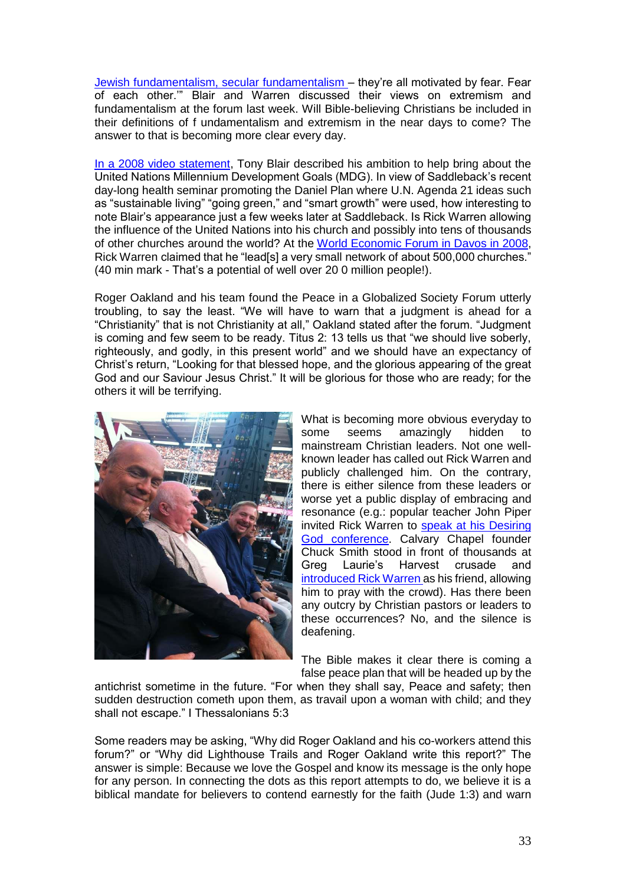Jewish fundamentalism, secular fundamentalism – they're all motivated by fear. Fear of each other.'" Blair and Warren discussed their views on extremism and fundamentalism at the forum last week. Will Bible-believing Christians be included in their definitions of f undamentalism and extremism in the near days to come? The answer to that is becoming more clear every day.

In a 2008 video statement, Tony Blair described his ambition to help bring about the United Nations Millennium Development Goals (MDG). In view of Saddleback's recent day-long health seminar promoting the Daniel Plan where U.N. Agenda 21 ideas such as "sustainable living" "going green," and "smart growth" were used, how interesting to note Blair's appearance just a few weeks later at Saddleback. Is Rick Warren allowing the influence of the United Nations into his church and possibly into tens of thousands of other churches around the world? At the World Economic Forum in Davos in 2008, Rick Warren claimed that he "lead[s] a very small network of about 500,000 churches." (40 min mark - That's a potential of well over 20 0 million people!).

Roger Oakland and his team found the Peace in a Globalized Society Forum utterly troubling, to say the least. "We will have to warn that a judgment is ahead for a "Christianity" that is not Christianity at all," Oakland stated after the forum. "Judgment is coming and few seem to be ready. Titus 2: 13 tells us that "we should live soberly, righteously, and godly, in this present world" and we should have an expectancy of Christ's return, "Looking for that blessed hope, and the glorious appearing of the great God and our Saviour Jesus Christ." It will be glorious for those who are ready; for the others it will be terrifying.

What is becoming more obvious everyday to some seems amazingly hidden to mainstream Christian leaders. Not one well-known leader has called out Rick Warren and publicly challenged him. On the contrary, there is either silence from these leaders or worse yet a public display of embracing and resonance (e.g.: popular teacher John Piper invited Rick Warren to speak at his Desiring God conference. Calvary Chapel founder Chuck Smith stood in front of thousands at Greg Laurie's Harvest crusade and introduced Rick Warren as his friend, allowing him to pray with the crowd). Has there been any outcry by Christian pastors or leaders to these occurrences? No, and the silence is deafening.

The Bible makes it clear there is coming a false peace plan that will be headed up by the antichrist sometime in the future. "For when they shall say, Peace and safety; then sudden destruction cometh upon them, as travail upon a woman with child; and they shall not escape." I Thessalonians 5:3

Some readers may be asking, "Why did Roger Oakland and his co-workers attend this forum?" or "Why did Lighthouse Trails and Roger Oakland write this report?" The answer is simple: Because we love the Gospel and know its message is the only hope for any person. In connecting the dots as this report attempts to do, we believe it is a biblical mandate for believers to contend earnestly for the faith (Jude 1:3) and warn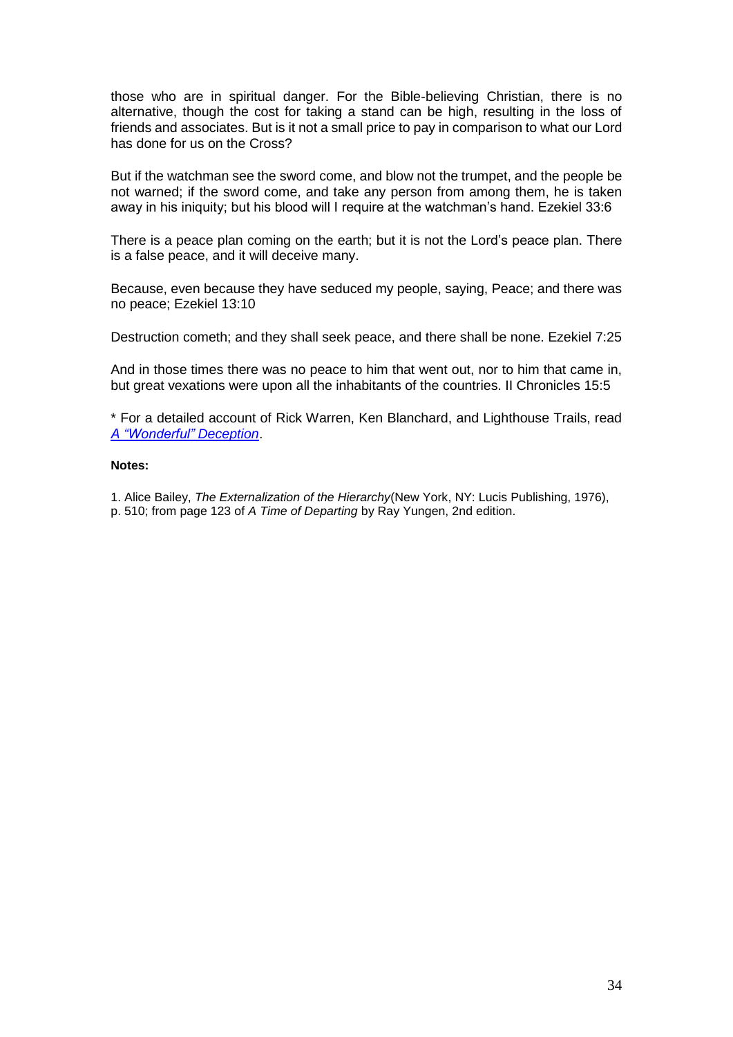those who are in spiritual danger. For the Bible-believing Christian, there is no alternative, though the cost for taking a stand can be high, resulting in the loss of friends and associates. But is it not a small price to pay in comparison to what our Lord has done for us on the Cross?

But if the watchman see the sword come, and blow not the trumpet, and the people be not warned; if the sword come, and take any person from among them, he is taken away in his iniquity; but his blood will I require at the watchman's hand. Ezekiel 33:6

There is a peace plan coming on the earth; but it is not the Lord's peace plan. There is a false peace, and it will deceive many.

Because, even because they have seduced my people, saying, Peace; and there was no peace; Ezekiel 13:10

Destruction cometh; and they shall seek peace, and there shall be none. Ezekiel 7:25

And in those times there was no peace to him that went out, nor to him that came in, but great vexations were upon all the inhabitants of the countries. II Chronicles 15:5

* For a detailed account of Rick Warren, Ken Blanchard, and Lighthouse Trails, read *A "Wonderful" Deception*.

**Notes:**

1. Alice Bailey, *The Externalization of the Hierarchy*(New York, NY: Lucis Publishing, 1976), p. 510; from page 123 of *A Time of Departing* by Ray Yungen, 2nd edition.